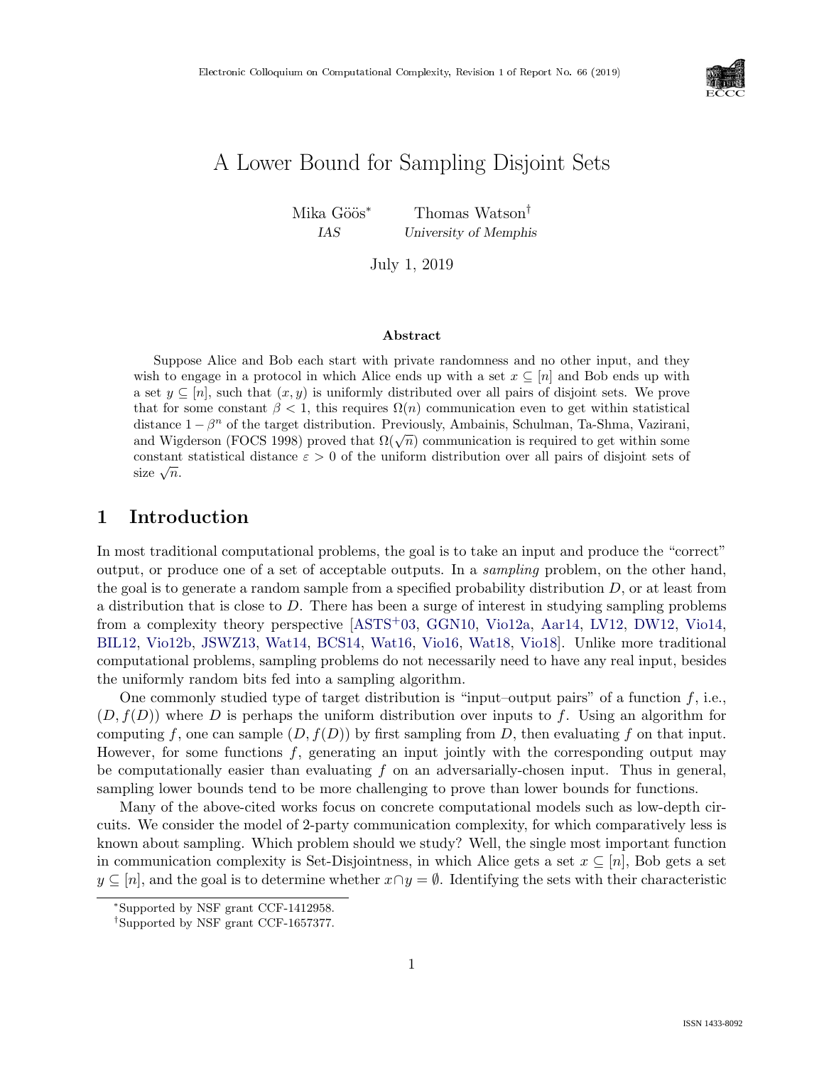# A Lower Bound for Sampling Disjoint Sets

Mika Göös* (IAS) Thomas Watson† (University of Memphis)

July 1, 2019

### Abstract

Suppose Alice and Bob each start with private randomness and no other input, and they wish to engage in a protocol in which Alice ends up with a set $x \subseteq [n]$ and Bob ends up with a set $y \subseteq [n]$, such that $(x, y)$ is uniformly distributed over all pairs of disjoint sets. We prove that for some constant $\beta < 1$, this requires $\Omega(n)$ communication even to get within statistical distance $1 - \beta^n$ of the target distribution. Previously, Ambainis, Schulman, Ta-Shma, Vazirani, and Wigderson (FOCS 1998) proved that $\Omega(\sqrt{n})$ communication is required to get within some constant statistical distance $\varepsilon > 0$ of the uniform distribution over all pairs of disjoint sets of size $\sqrt{n}$.

## 1 Introduction

In most traditional computational problems, the goal is to take an input and produce the "correct" output, or produce one of a set of acceptable outputs. In a *sampling* problem, on the other hand, the goal is to generate a random sample from a specified probability distribution $D$, or at least from a distribution that is close to $D$. There has been a surge of interest in studying sampling problems from a complexity theory perspective [ASTS+03, GGN10, Vio12a, Aar14, LV12, DW12, Vio14, BIL12, Vio12b, JSWZ13, Wat14, BCS14, Wat16, Vio16, Wat18, Vio18]. Unlike more traditional computational problems, sampling problems do not necessarily need to have any real input, besides the uniformly random bits fed into a sampling algorithm.

One commonly studied type of target distribution is "input–output pairs" of a function $f$, i.e., $(D, f(D))$ where $D$ is perhaps the uniform distribution over inputs to $f$. Using an algorithm for computing $f$, one can sample $(D, f(D))$ by first sampling from $D$, then evaluating $f$ on that input. However, for some functions $f$, generating an input jointly with the corresponding output may be computationally easier than evaluating $f$ on an adversarially-chosen input. Thus in general, sampling lower bounds tend to be more challenging to prove than lower bounds for functions.

Many of the above-cited works focus on concrete computational models such as low-depth circuits. We consider the model of 2-party communication complexity, for which comparatively less is known about sampling. Which problem should we study? Well, the single most important function in communication complexity is Set-Disjointness, in which Alice gets a set $x \subseteq [n]$, Bob gets a set $y \subseteq [n]$, and the goal is to determine whether $x \cap y = \emptyset$. Identifying the sets with their characteristic

*Supported by NSF grant CCF-1412958.

†Supported by NSF grant CCF-1657377.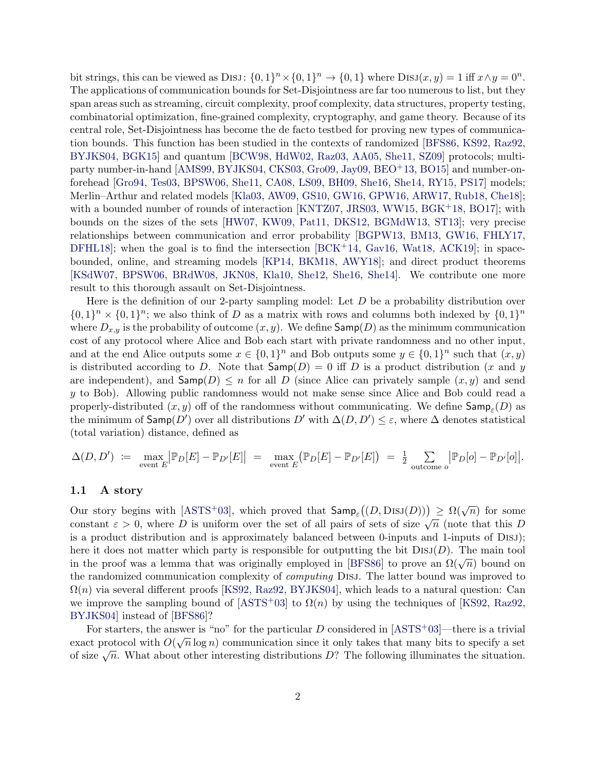bit strings, this can be viewed as $\text{Disj}: \{0,1\}^n \times \{0,1\}^n \to \{0,1\}$ where $\text{Disj}(x, y) = 1$ iff $x \wedge y = 0^n$. The applications of communication bounds for Set-Disjointness are far too numerous to list, but they span areas such as streaming, circuit complexity, proof complexity, data structures, property testing, combinatorial optimization, fine-grained complexity, cryptography, and game theory. Because of its central role, Set-Disjointness has become the de facto testbed for proving new types of communication bounds. This function has been studied in the contexts of randomized [BFS86, KS92, Raz92, BYJKS04, BGK15] and quantum [BCW98, HdW02, Raz03, AA05, She11, SZ09] protocols; multiparty number-in-hand [AMS99, BYJKS04, CKS03, Gro09, Jay09, BEO+13, BO15] and number-on-forehead [Gro94, Tes03, BPSW06, She11, CA08, LS09, BH09, She16, She14, RY15, PS17] models; Merlin–Arthur and related models [Kla03, AW09, GS10, GW16, GPW16, ARW17, Rub18, Che18]; with a bounded number of rounds of interaction [KNTZ07, JRS03, WW15, BGK+18, BO17]; with bounds on the sizes of the sets [HW07, KW09, Pat11, DKS12, BGMdW13, ST13]; very precise relationships between communication and error probability [BGPW13, BM13, GW16, FHLY17, DFHL18]; when the goal is to find the intersection [BCK+14, Gav16, Wat18, ACK19]; in space-bounded, online, and streaming models [KP14, BKM18, AWY18]; and direct product theorems [KSdW07, BPSW06, BRdW08, JKN08, Kla10, She12, She16, She14]. We contribute one more result to this thorough assault on Set-Disjointness.

Here is the definition of our 2-party sampling model: Let $D$ be a probability distribution over $\{0,1\}^n \times \{0,1\}^n$; we also think of $D$ as a matrix with rows and columns both indexed by $\{0,1\}^n$ where $D_{x,y}$ is the probability of outcome $(x, y)$. We define $\mathsf{Samp}(D)$ as the minimum communication cost of any protocol where Alice and Bob each start with private randomness and no other input, and at the end Alice outputs some $x \in \{0,1\}^n$ and Bob outputs some $y \in \{0,1\}^n$ such that $(x, y)$ is distributed according to $D$. Note that $\mathsf{Samp}(D) = 0$ iff $D$ is a product distribution ($x$ and $y$ are independent), and $\mathsf{Samp}(D) \leq n$ for all $D$ (since Alice can privately sample $(x, y)$ and send $y$ to Bob). Allowing public randomness would not make sense since Alice and Bob could read a properly-distributed $(x, y)$ off of the randomness without communicating. We define $\mathsf{Samp}_\varepsilon(D)$ as the minimum of $\mathsf{Samp}(D')$ over all distributions $D'$ with $\Delta(D, D') \leq \varepsilon$, where $\Delta$ denotes statistical (total variation) distance, defined as

$$\Delta(D, D') \;\coloneqq\; \max_{\text{event } E} \big|\mathbb{P}_D[E] - \mathbb{P}_{D'}[E]\big| \;=\; \max_{\text{event } E} \big(\mathbb{P}_D[E] - \mathbb{P}_{D'}[E]\big) \;=\; \tfrac{1}{2} \sum_{\text{outcome } o} \big|\mathbb{P}_D[o] - \mathbb{P}_{D'}[o]\big|.$$

### 1.1 A story

Our story begins with [ASTS+03], which proved that $\mathsf{Samp}_\varepsilon\big((D, \text{Disj}(D))\big) \geq \Omega(\sqrt{n})$ for some constant $\varepsilon > 0$, where $D$ is uniform over the set of all pairs of sets of size $\sqrt{n}$ (note that this $D$ is a product distribution and is approximately balanced between 0-inputs and 1-inputs of Disj); here it does not matter which party is responsible for outputting the bit $\text{Disj}(D)$. The main tool in the proof was a lemma that was originally employed in [BFS86] to prove an $\Omega(\sqrt{n})$ bound on the randomized communication complexity of *computing* Disj. The latter bound was improved to $\Omega(n)$ via several different proofs [KS92, Raz92, BYJKS04], which leads to a natural question: Can we improve the sampling bound of [ASTS+03] to $\Omega(n)$ by using the techniques of [KS92, Raz92, BYJKS04] instead of [BFS86]?

For starters, the answer is "no" for the particular $D$ considered in [ASTS+03]—there is a trivial exact protocol with $O(\sqrt{n} \log n)$ communication since it only takes that many bits to specify a set of size $\sqrt{n}$. What about other interesting distributions $D$? The following illuminates the situation.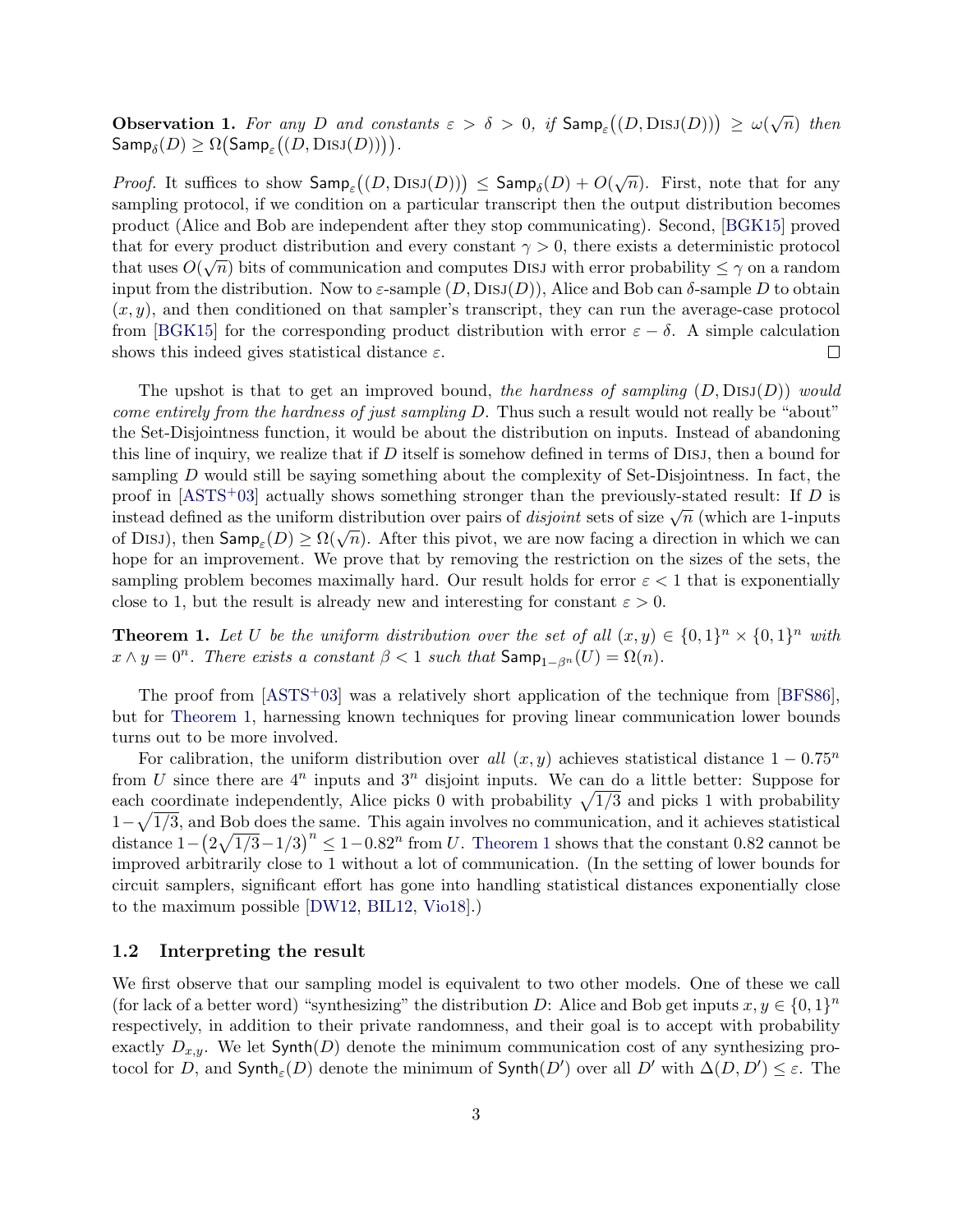**Observation 1.** *For any $D$ and constants $\varepsilon > \delta > 0$, if $\mathsf{Samp}_\varepsilon\big((D, \textsc{Disj}(D))\big) \geq \omega(\sqrt{n})$ then $\mathsf{Samp}_\delta(D) \geq \Omega\big(\mathsf{Samp}_\varepsilon\big((D, \textsc{Disj}(D))\big)\big)$.*

*Proof.* It suffices to show $\mathsf{Samp}_\varepsilon\big((D, \textsc{Disj}(D))\big) \leq \mathsf{Samp}_\delta(D) + O(\sqrt{n})$. First, note that for any sampling protocol, if we condition on a particular transcript then the output distribution becomes product (Alice and Bob are independent after they stop communicating). Second, [BGK15] proved that for every product distribution and every constant $\gamma > 0$, there exists a deterministic protocol that uses $O(\sqrt{n})$ bits of communication and computes $\textsc{Disj}$ with error probability $\leq \gamma$ on a random input from the distribution. Now to $\varepsilon$-sample $(D, \textsc{Disj}(D))$, Alice and Bob can $\delta$-sample $D$ to obtain $(x, y)$, and then conditioned on that sampler's transcript, they can run the average-case protocol from [BGK15] for the corresponding product distribution with error $\varepsilon - \delta$. A simple calculation shows this indeed gives statistical distance $\varepsilon$. □

The upshot is that to get an improved bound, *the hardness of sampling* $(D, \textsc{Disj}(D))$ *would come entirely from the hardness of just sampling* $D$. Thus such a result would not really be "about" the Set-Disjointness function, it would be about the distribution on inputs. Instead of abandoning this line of inquiry, we realize that if $D$ itself is somehow defined in terms of $\textsc{Disj}$, then a bound for sampling $D$ would still be saying something about the complexity of Set-Disjointness. In fact, the proof in [ASTS+03] actually shows something stronger than the previously-stated result: If $D$ is instead defined as the uniform distribution over pairs of *disjoint* sets of size $\sqrt{n}$ (which are 1-inputs of $\textsc{Disj}$), then $\mathsf{Samp}_\varepsilon(D) \geq \Omega(\sqrt{n})$. After this pivot, we are now facing a direction in which we can hope for an improvement. We prove that by removing the restriction on the sizes of the sets, the sampling problem becomes maximally hard. Our result holds for error $\varepsilon < 1$ that is exponentially close to 1, but the result is already new and interesting for constant $\varepsilon > 0$.

**Theorem 1.** *Let $U$ be the uniform distribution over the set of all $(x, y) \in \{0,1\}^n \times \{0,1\}^n$ with $x \wedge y = 0^n$. There exists a constant $\beta < 1$ such that $\mathsf{Samp}_{1-\beta^n}(U) = \Omega(n)$.*

The proof from [ASTS+03] was a relatively short application of the technique from [BFS86], but for Theorem 1, harnessing known techniques for proving linear communication lower bounds turns out to be more involved.

For calibration, the uniform distribution over *all* $(x, y)$ achieves statistical distance $1 - 0.75^n$ from $U$ since there are $4^n$ inputs and $3^n$ disjoint inputs. We can do a little better: Suppose for each coordinate independently, Alice picks 0 with probability $\sqrt{1/3}$ and picks 1 with probability $1 - \sqrt{1/3}$, and Bob does the same. This again involves no communication, and it achieves statistical distance $1 - \big(2\sqrt{1/3} - 1/3\big)^n \leq 1 - 0.82^n$ from $U$. Theorem 1 shows that the constant 0.82 cannot be improved arbitrarily close to 1 without a lot of communication. (In the setting of lower bounds for circuit samplers, significant effort has gone into handling statistical distances exponentially close to the maximum possible [DW12, BIL12, Vio18].)

## 1.2 Interpreting the result

We first observe that our sampling model is equivalent to two other models. One of these we call (for lack of a better word) "synthesizing" the distribution $D$: Alice and Bob get inputs $x, y \in \{0,1\}^n$ respectively, in addition to their private randomness, and their goal is to accept with probability exactly $D_{x,y}$. We let $\mathsf{Synth}(D)$ denote the minimum communication cost of any synthesizing protocol for $D$, and $\mathsf{Synth}_\varepsilon(D)$ denote the minimum of $\mathsf{Synth}(D')$ over all $D'$ with $\Delta(D, D') \leq \varepsilon$. The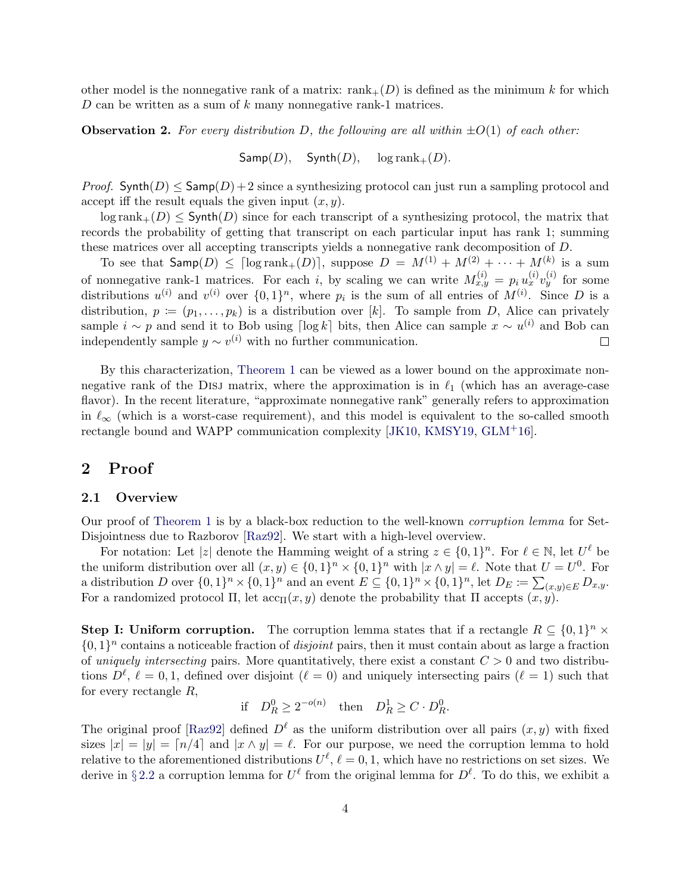other model is the nonnegative rank of a matrix: $\text{rank}_+(D)$ is defined as the minimum $k$ for which $D$ can be written as a sum of $k$ many nonnegative rank-1 matrices.

**Observation 2.** *For every distribution $D$, the following are all within $\pm O(1)$ of each other:*

$$\mathsf{Samp}(D), \quad \mathsf{Synth}(D), \quad \log \text{rank}_+(D).$$

*Proof.* $\mathsf{Synth}(D) \le \mathsf{Samp}(D) + 2$ since a synthesizing protocol can just run a sampling protocol and accept iff the result equals the given input $(x, y)$.

$\log \text{rank}_+(D) \le \mathsf{Synth}(D)$ since for each transcript of a synthesizing protocol, the matrix that records the probability of getting that transcript on each particular input has rank 1; summing these matrices over all accepting transcripts yields a nonnegative rank decomposition of $D$.

To see that $\mathsf{Samp}(D) \le \lceil \log \text{rank}_+(D) \rceil$, suppose $D = M^{(1)} + M^{(2)} + \cdots + M^{(k)}$ is a sum of nonnegative rank-1 matrices. For each $i$, by scaling we can write $M^{(i)}_{x,y} = p_i u^{(i)}_x v^{(i)}_y$ for some distributions $u^{(i)}$ and $v^{(i)}$ over $\{0,1\}^n$, where $p_i$ is the sum of all entries of $M^{(i)}$. Since $D$ is a distribution, $p := (p_1, \ldots, p_k)$ is a distribution over $[k]$. To sample from $D$, Alice can privately sample $i \sim p$ and send it to Bob using $\lceil \log k \rceil$ bits, then Alice can sample $x \sim u^{(i)}$ and Bob can independently sample $y \sim v^{(i)}$ with no further communication. □

By this characterization, Theorem 1 can be viewed as a lower bound on the approximate nonnegative rank of the DISJ matrix, where the approximation is in $\ell_1$ (which has an average-case flavor). In the recent literature, "approximate nonnegative rank" generally refers to approximation in $\ell_\infty$ (which is a worst-case requirement), and this model is equivalent to the so-called smooth rectangle bound and WAPP communication complexity [JK10, KMSY19, GLM+16].

## 2 Proof

### 2.1 Overview

Our proof of Theorem 1 is by a black-box reduction to the well-known *corruption lemma* for Set-Disjointness due to Razborov [Raz92]. We start with a high-level overview.

For notation: Let $|z|$ denote the Hamming weight of a string $z \in \{0,1\}^n$. For $\ell \in \mathbb{N}$, let $U^\ell$ be the uniform distribution over all $(x, y) \in \{0,1\}^n \times \{0,1\}^n$ with $|x \wedge y| = \ell$. Note that $U = U^0$. For a distribution $D$ over $\{0,1\}^n \times \{0,1\}^n$ and an event $E \subseteq \{0,1\}^n \times \{0,1\}^n$, let $D_E := \sum_{(x,y) \in E} D_{x,y}$. For a randomized protocol $\Pi$, let $\text{acc}_\Pi(x, y)$ denote the probability that $\Pi$ accepts $(x, y)$.

**Step I: Uniform corruption.** The corruption lemma states that if a rectangle $R \subseteq \{0,1\}^n \times \{0,1\}^n$ contains a noticeable fraction of *disjoint* pairs, then it must contain about as large a fraction of *uniquely intersecting* pairs. More quantitatively, there exist a constant $C > 0$ and two distributions $D^\ell$, $\ell = 0, 1$, defined over disjoint ($\ell = 0$) and uniquely intersecting pairs ($\ell = 1$) such that for every rectangle $R$,

$$\text{if} \quad D^0_R \ge 2^{-o(n)} \quad \text{then} \quad D^1_R \ge C \cdot D^0_R.$$

The original proof [Raz92] defined $D^\ell$ as the uniform distribution over all pairs $(x, y)$ with fixed sizes $|x| = |y| = \lceil n/4 \rceil$ and $|x \wedge y| = \ell$. For our purpose, we need the corruption lemma to hold relative to the aforementioned distributions $U^\ell$, $\ell = 0, 1$, which have no restrictions on set sizes. We derive in § 2.2 a corruption lemma for $U^\ell$ from the original lemma for $D^\ell$. To do this, we exhibit a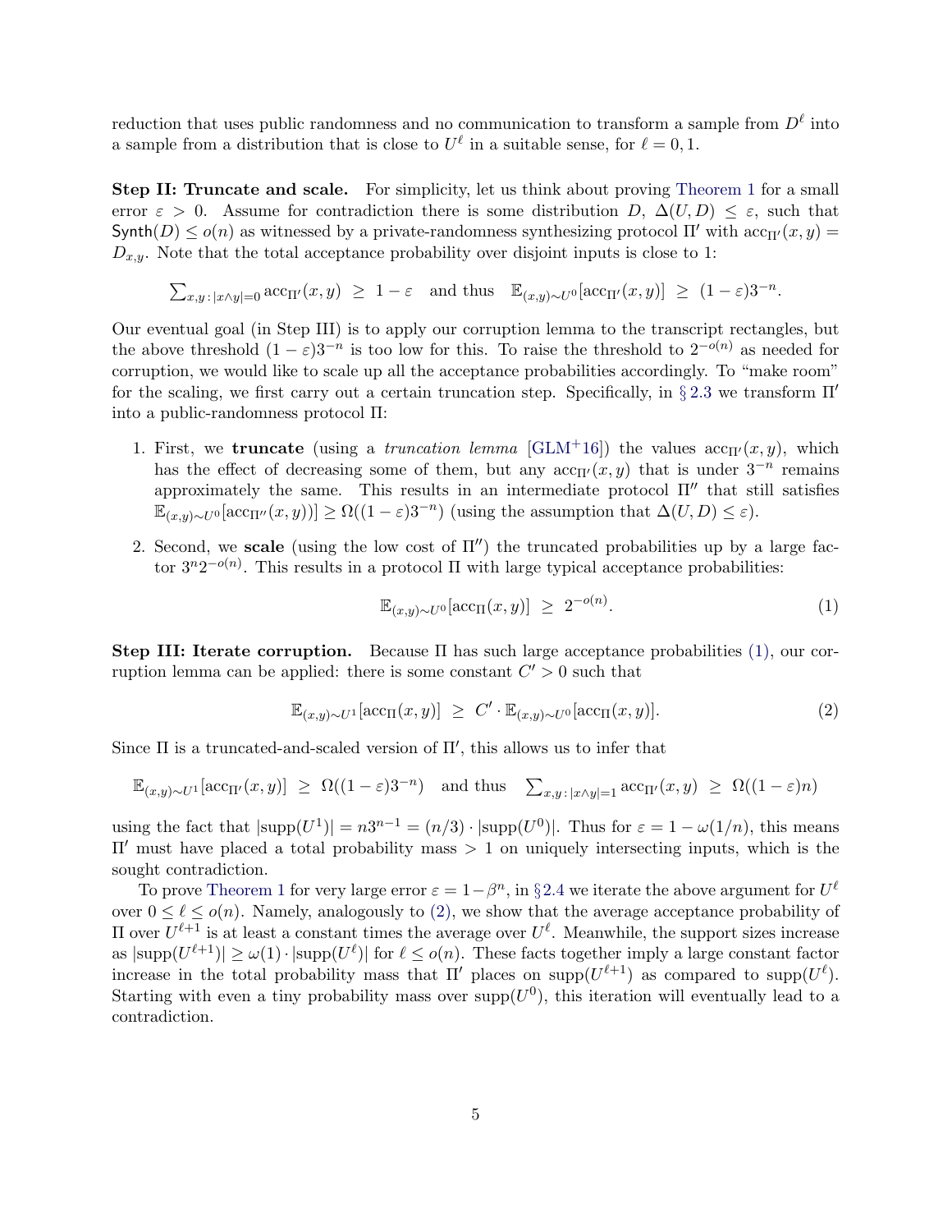reduction that uses public randomness and no communication to transform a sample from $D^\ell$ into a sample from a distribution that is close to $U^\ell$ in a suitable sense, for $\ell = 0, 1$.

**Step II: Truncate and scale.** For simplicity, let us think about proving Theorem 1 for a small error $\varepsilon > 0$. Assume for contradiction there is some distribution $D$, $\Delta(U, D) \leq \varepsilon$, such that $\mathsf{Synth}(D) \leq o(n)$ as witnessed by a private-randomness synthesizing protocol $\Pi'$ with $\mathrm{acc}_{\Pi'}(x, y) = D_{x,y}$. Note that the total acceptance probability over disjoint inputs is close to 1:

$$\textstyle\sum_{x,y\,:\,|x \wedge y| = 0} \mathrm{acc}_{\Pi'}(x, y) \;\geq\; 1 - \varepsilon \quad \text{and thus} \quad \mathbb{E}_{(x,y)\sim U^0}[\mathrm{acc}_{\Pi'}(x, y)] \;\geq\; (1 - \varepsilon)3^{-n}.$$

Our eventual goal (in Step III) is to apply our corruption lemma to the transcript rectangles, but the above threshold $(1 - \varepsilon)3^{-n}$ is too low for this. To raise the threshold to $2^{-o(n)}$ as needed for corruption, we would like to scale up all the acceptance probabilities accordingly. To "make room" for the scaling, we first carry out a certain truncation step. Specifically, in § 2.3 we transform $\Pi'$ into a public-randomness protocol $\Pi$:

1. First, we **truncate** (using a *truncation lemma* [GLM+16]) the values $\mathrm{acc}_{\Pi'}(x, y)$, which has the effect of decreasing some of them, but any $\mathrm{acc}_{\Pi'}(x, y)$ that is under $3^{-n}$ remains approximately the same. This results in an intermediate protocol $\Pi''$ that still satisfies $\mathbb{E}_{(x,y)\sim U^0}[\mathrm{acc}_{\Pi''}(x, y))] \geq \Omega((1 - \varepsilon)3^{-n})$ (using the assumption that $\Delta(U, D) \leq \varepsilon$).
2. Second, we **scale** (using the low cost of $\Pi''$) the truncated probabilities up by a large factor $3^n 2^{-o(n)}$. This results in a protocol $\Pi$ with large typical acceptance probabilities:

$$\mathbb{E}_{(x,y)\sim U^0}[\mathrm{acc}_{\Pi}(x, y)] \;\geq\; 2^{-o(n)}. \tag{1}$$

**Step III: Iterate corruption.** Because $\Pi$ has such large acceptance probabilities (1), our corruption lemma can be applied: there is some constant $C' > 0$ such that

$$\mathbb{E}_{(x,y)\sim U^1}[\mathrm{acc}_{\Pi}(x, y)] \;\geq\; C' \cdot \mathbb{E}_{(x,y)\sim U^0}[\mathrm{acc}_{\Pi}(x, y)]. \tag{2}$$

Since $\Pi$ is a truncated-and-scaled version of $\Pi'$, this allows us to infer that

$$\mathbb{E}_{(x,y)\sim U^1}[\mathrm{acc}_{\Pi'}(x, y)] \;\geq\; \Omega((1 - \varepsilon)3^{-n}) \quad \text{and thus} \quad \textstyle\sum_{x,y\,:\,|x\wedge y|=1} \mathrm{acc}_{\Pi'}(x, y) \;\geq\; \Omega((1 - \varepsilon)n)$$

using the fact that $|\mathrm{supp}(U^1)| = n3^{n-1} = (n/3) \cdot |\mathrm{supp}(U^0)|$. Thus for $\varepsilon = 1 - \omega(1/n)$, this means $\Pi'$ must have placed a total probability mass $> 1$ on uniquely intersecting inputs, which is the sought contradiction.

To prove Theorem 1 for very large error $\varepsilon = 1 - \beta^n$, in §2.4 we iterate the above argument for $U^\ell$ over $0 \leq \ell \leq o(n)$. Namely, analogously to (2), we show that the average acceptance probability of $\Pi$ over $U^{\ell+1}$ is at least a constant times the average over $U^\ell$. Meanwhile, the support sizes increase as $|\mathrm{supp}(U^{\ell+1})| \geq \omega(1) \cdot |\mathrm{supp}(U^\ell)|$ for $\ell \leq o(n)$. These facts together imply a large constant factor increase in the total probability mass that $\Pi'$ places on $\mathrm{supp}(U^{\ell+1})$ as compared to $\mathrm{supp}(U^\ell)$. Starting with even a tiny probability mass over $\mathrm{supp}(U^0)$, this iteration will eventually lead to a contradiction.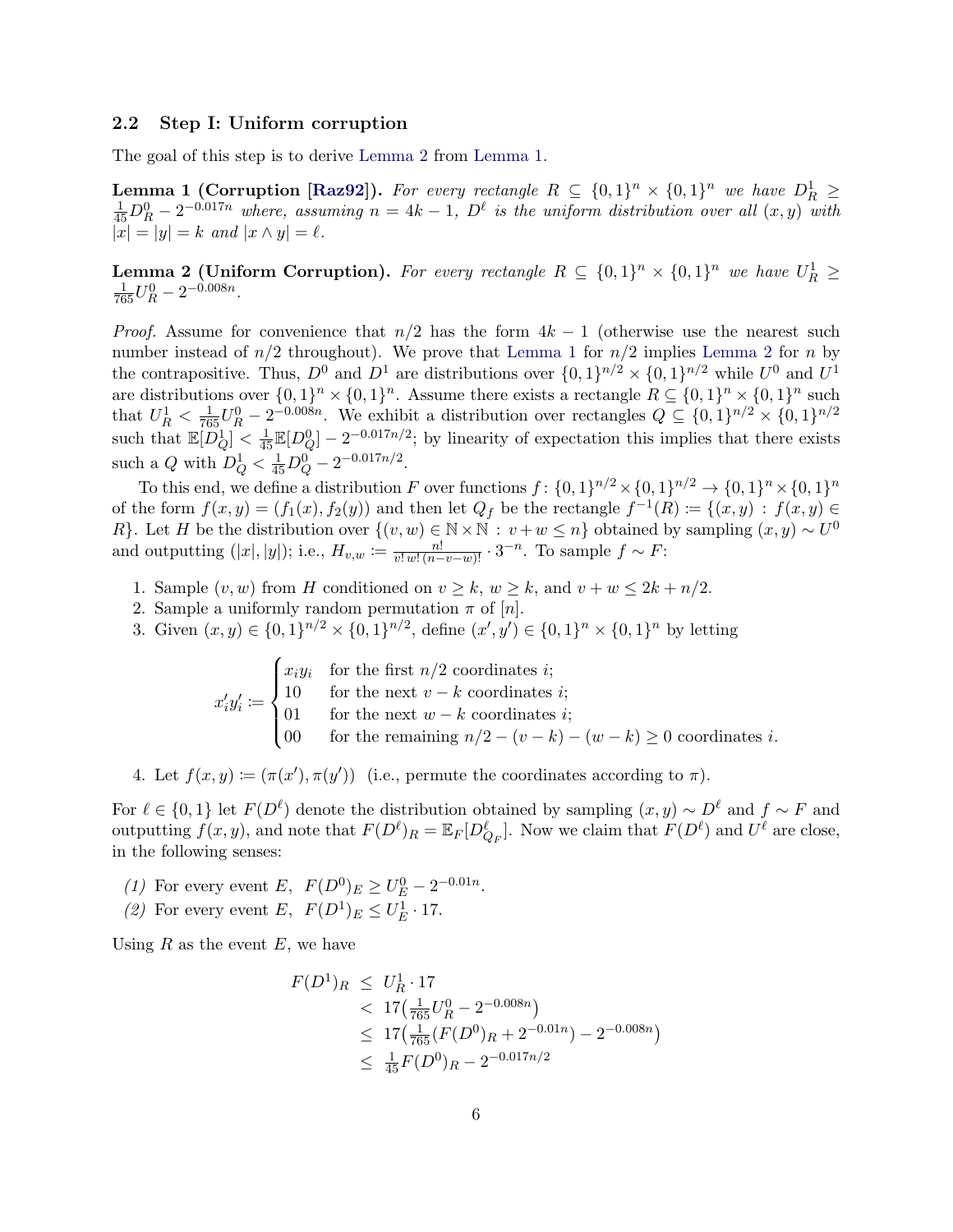## 2.2 Step I: Uniform corruption

The goal of this step is to derive Lemma 2 from Lemma 1.

**Lemma 1 (Corruption [Raz92]).** *For every rectangle $R \subseteq \{0,1\}^n \times \{0,1\}^n$ we have $D^1_R \geq \frac{1}{45} D^0_R - 2^{-0.017n}$ where, assuming $n = 4k-1$, $D^\ell$ is the uniform distribution over all $(x,y)$ with $|x| = |y| = k$ and $|x \wedge y| = \ell$.*

**Lemma 2 (Uniform Corruption).** *For every rectangle $R \subseteq \{0,1\}^n \times \{0,1\}^n$ we have $U^1_R \geq \frac{1}{765} U^0_R - 2^{-0.008n}$.*

*Proof.* Assume for convenience that $n/2$ has the form $4k-1$ (otherwise use the nearest such number instead of $n/2$ throughout). We prove that Lemma 1 for $n/2$ implies Lemma 2 for $n$ by the contrapositive. Thus, $D^0$ and $D^1$ are distributions over $\{0,1\}^{n/2} \times \{0,1\}^{n/2}$ while $U^0$ and $U^1$ are distributions over $\{0,1\}^n \times \{0,1\}^n$. Assume there exists a rectangle $R \subseteq \{0,1\}^n \times \{0,1\}^n$ such that $U^1_R < \frac{1}{765} U^0_R - 2^{-0.008n}$. We exhibit a distribution over rectangles $Q \subseteq \{0,1\}^{n/2} \times \{0,1\}^{n/2}$ such that $\mathbb{E}[D^1_Q] < \frac{1}{45}\mathbb{E}[D^0_Q] - 2^{-0.017n/2}$; by linearity of expectation this implies that there exists such a $Q$ with $D^1_Q < \frac{1}{45} D^0_Q - 2^{-0.017n/2}$.

To this end, we define a distribution $F$ over functions $f\colon \{0,1\}^{n/2} \times \{0,1\}^{n/2} \to \{0,1\}^n \times \{0,1\}^n$ of the form $f(x,y) = (f_1(x), f_2(y))$ and then let $Q_f$ be the rectangle $f^{-1}(R) := \{(x,y) : f(x,y) \in R\}$. Let $H$ be the distribution over $\{(v,w) \in \mathbb{N} \times \mathbb{N} : v + w \leq n\}$ obtained by sampling $(x,y) \sim U^0$ and outputting $(|x|, |y|)$; i.e., $H_{v,w} := \frac{n!}{v!\,w!\,(n-v-w)!} \cdot 3^{-n}$. To sample $f \sim F$:

1. Sample $(v,w)$ from $H$ conditioned on $v \geq k$, $w \geq k$, and $v + w \leq 2k + n/2$.
2. Sample a uniformly random permutation $\pi$ of $[n]$.
3. Given $(x,y) \in \{0,1\}^{n/2} \times \{0,1\}^{n/2}$, define $(x', y') \in \{0,1\}^n \times \{0,1\}^n$ by letting

$$x'_i y'_i := \begin{cases} x_i y_i & \text{for the first } n/2 \text{ coordinates } i; \\ 10 & \text{for the next } v-k \text{ coordinates } i; \\ 01 & \text{for the next } w-k \text{ coordinates } i; \\ 00 & \text{for the remaining } n/2 - (v-k) - (w-k) \geq 0 \text{ coordinates } i. \end{cases}$$

4. Let $f(x,y) := (\pi(x'), \pi(y'))$ (i.e., permute the coordinates according to $\pi$).

For $\ell \in \{0,1\}$ let $F(D^\ell)$ denote the distribution obtained by sampling $(x,y) \sim D^\ell$ and $f \sim F$ and outputting $f(x,y)$, and note that $F(D^\ell)_R = \mathbb{E}_F[D^\ell_{Q_F}]$. Now we claim that $F(D^\ell)$ and $U^\ell$ are close, in the following senses:

*(1)* For every event $E$, $F(D^0)_E \geq U^0_E - 2^{-0.01n}$.

*(2)* For every event $E$, $F(D^1)_E \leq U^1_E \cdot 17$.

Using $R$ as the event $E$, we have

$$\begin{aligned} F(D^1)_R &\leq U^1_R \cdot 17 \\ &< 17\big(\tfrac{1}{765} U^0_R - 2^{-0.008n}\big) \\ &\leq 17\big(\tfrac{1}{765}(F(D^0)_R + 2^{-0.01n}) - 2^{-0.008n}\big) \\ &\leq \tfrac{1}{45} F(D^0)_R - 2^{-0.017n/2} \end{aligned}$$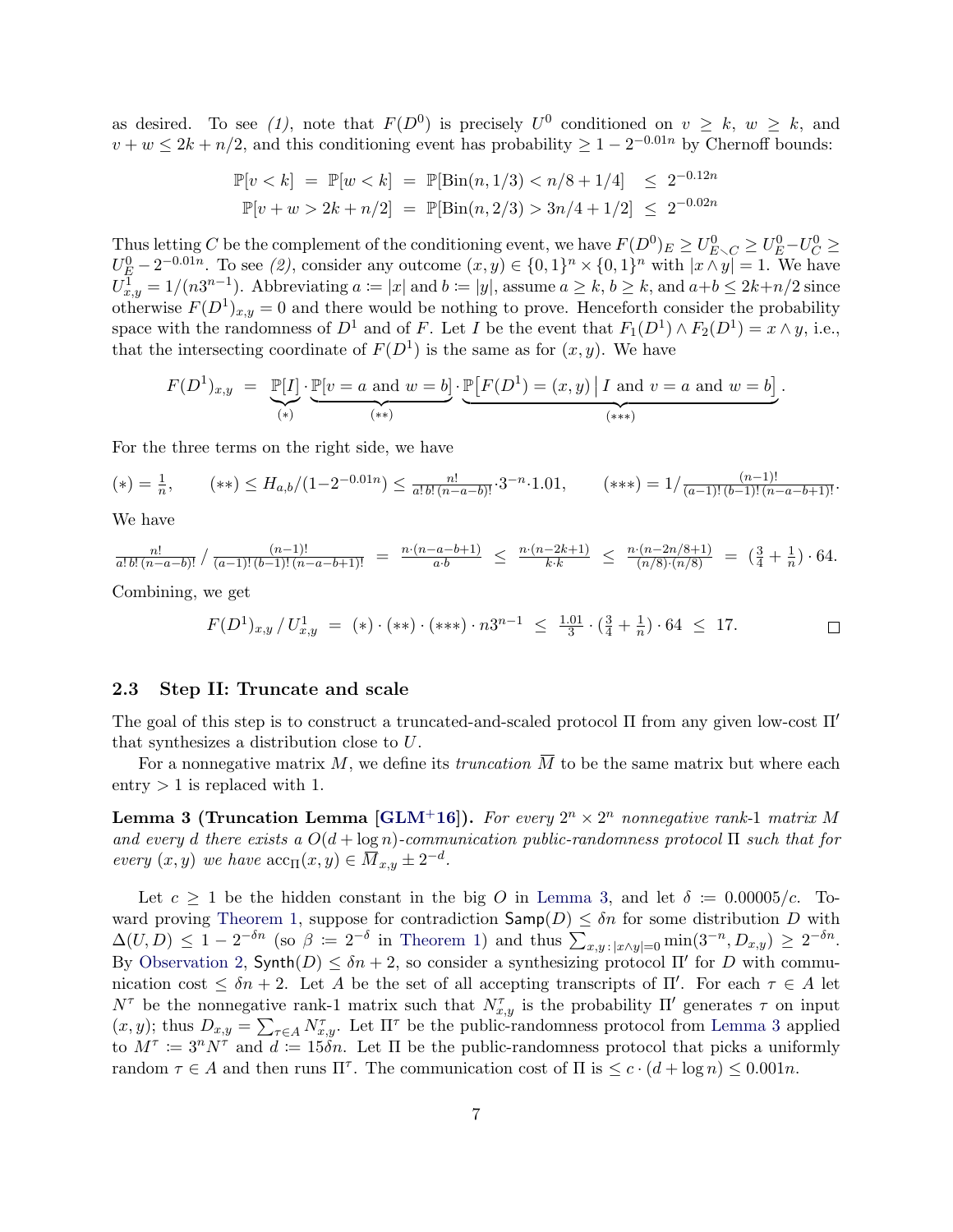as desired. To see *(1)*, note that $F(D^0)$ is precisely $U^0$ conditioned on $v \geq k$, $w \geq k$, and $v + w \leq 2k + n/2$, and this conditioning event has probability $\geq 1 - 2^{-0.01n}$ by Chernoff bounds:

$$\begin{aligned} \mathbb{P}[v < k] \;=\; \mathbb{P}[w < k] \;=\; \mathbb{P}[\mathrm{Bin}(n, 1/3) < n/8 + 1/4] \;\;\leq\;\; 2^{-0.12n} \\ \mathbb{P}[v + w > 2k + n/2] \;=\; \mathbb{P}[\mathrm{Bin}(n, 2/3) > 3n/4 + 1/2] \;\leq\; 2^{-0.02n} \end{aligned}$$

Thus letting $C$ be the complement of the conditioning event, we have $F(D^0)_E \geq U^0_{E \setminus C} \geq U^0_E - U^0_C \geq U^0_E - 2^{-0.01n}$. To see *(2)*, consider any outcome $(x, y) \in \{0,1\}^n \times \{0,1\}^n$ with $|x \wedge y| = 1$. We have $U^1_{x,y} = 1/(n3^{n-1})$. Abbreviating $a := |x|$ and $b := |y|$, assume $a \geq k$, $b \geq k$, and $a + b \leq 2k + n/2$ since otherwise $F(D^1)_{x,y} = 0$ and there would be nothing to prove. Henceforth consider the probability space with the randomness of $D^1$ and of $F$. Let $I$ be the event that $F_1(D^1) \wedge F_2(D^1) = x \wedge y$, i.e., that the intersecting coordinate of $F(D^1)$ is the same as for $(x, y)$. We have

$$F(D^1)_{x,y} \;=\; \underbrace{\mathbb{P}[I]}_{(*)} \cdot \underbrace{\mathbb{P}[v = a \text{ and } w = b]}_{(**)} \cdot \underbrace{\mathbb{P}\big[F(D^1) = (x, y) \,\big|\, I \text{ and } v = a \text{ and } w = b\big]}_{(***)}.$$

For the three terms on the right side, we have

$$(*) = \tfrac{1}{n}, \qquad (**) \leq H_{a,b}/(1 - 2^{-0.01n}) \leq \tfrac{n!}{a!\,b!\,(n-a-b)!} \cdot 3^{-n} \cdot 1.01, \qquad (***) = 1 \big/ \tfrac{(n-1)!}{(a-1)!\,(b-1)!\,(n-a-b+1)!}.$$

We have

$$\tfrac{n!}{a!\,b!\,(n-a-b)!} \Big/ \tfrac{(n-1)!}{(a-1)!\,(b-1)!\,(n-a-b+1)!} \;=\; \tfrac{n \cdot (n-a-b+1)}{a \cdot b} \;\leq\; \tfrac{n \cdot (n-2k+1)}{k \cdot k} \;\leq\; \tfrac{n \cdot (n-2n/8+1)}{(n/8) \cdot (n/8)} \;=\; \left(\tfrac{3}{4} + \tfrac{1}{n}\right) \cdot 64.$$

Combining, we get

$$F(D^1)_{x,y} \,/\, U^1_{x,y} \;=\; (*) \cdot (**) \cdot (***) \cdot n3^{n-1} \;\leq\; \tfrac{1.01}{3} \cdot \left(\tfrac{3}{4} + \tfrac{1}{n}\right) \cdot 64 \;\leq\; 17. \qquad \square$$

### 2.3 Step II: Truncate and scale

The goal of this step is to construct a truncated-and-scaled protocol $\Pi$ from any given low-cost $\Pi'$ that synthesizes a distribution close to $U$.

For a nonnegative matrix $M$, we define its *truncation* $\overline{M}$ to be the same matrix but where each entry $> 1$ is replaced with 1.

**Lemma 3 (Truncation Lemma [GLM+16]).** *For every $2^n \times 2^n$ nonnegative rank-1 matrix $M$ and every $d$ there exists a $O(d + \log n)$-communication public-randomness protocol $\Pi$ such that for every $(x, y)$ we have $\mathrm{acc}_\Pi(x, y) \in \overline{M}_{x,y} \pm 2^{-d}$.*

Let $c \geq 1$ be the hidden constant in the big $O$ in Lemma 3, and let $\delta := 0.00005/c$. Toward proving Theorem 1, suppose for contradiction $\mathsf{Samp}(D) \leq \delta n$ for some distribution $D$ with $\Delta(U, D) \leq 1 - 2^{-\delta n}$ (so $\beta := 2^{-\delta}$ in Theorem 1) and thus $\sum_{x,y\,:\,|x \wedge y|=0} \min(3^{-n}, D_{x,y}) \geq 2^{-\delta n}$. By Observation 2, $\mathsf{Synth}(D) \leq \delta n + 2$, so consider a synthesizing protocol $\Pi'$ for $D$ with communication cost $\leq \delta n + 2$. Let $A$ be the set of all accepting transcripts of $\Pi'$. For each $\tau \in A$ let $N^\tau$ be the nonnegative rank-1 matrix such that $N^\tau_{x,y}$ is the probability $\Pi'$ generates $\tau$ on input $(x, y)$; thus $D_{x,y} = \sum_{\tau \in A} N^\tau_{x,y}$. Let $\Pi^\tau$ be the public-randomness protocol from Lemma 3 applied to $M^\tau := 3^n N^\tau$ and $d := 15\delta n$. Let $\Pi$ be the public-randomness protocol that picks a uniformly random $\tau \in A$ and then runs $\Pi^\tau$. The communication cost of $\Pi$ is $\leq c \cdot (d + \log n) \leq 0.001n$.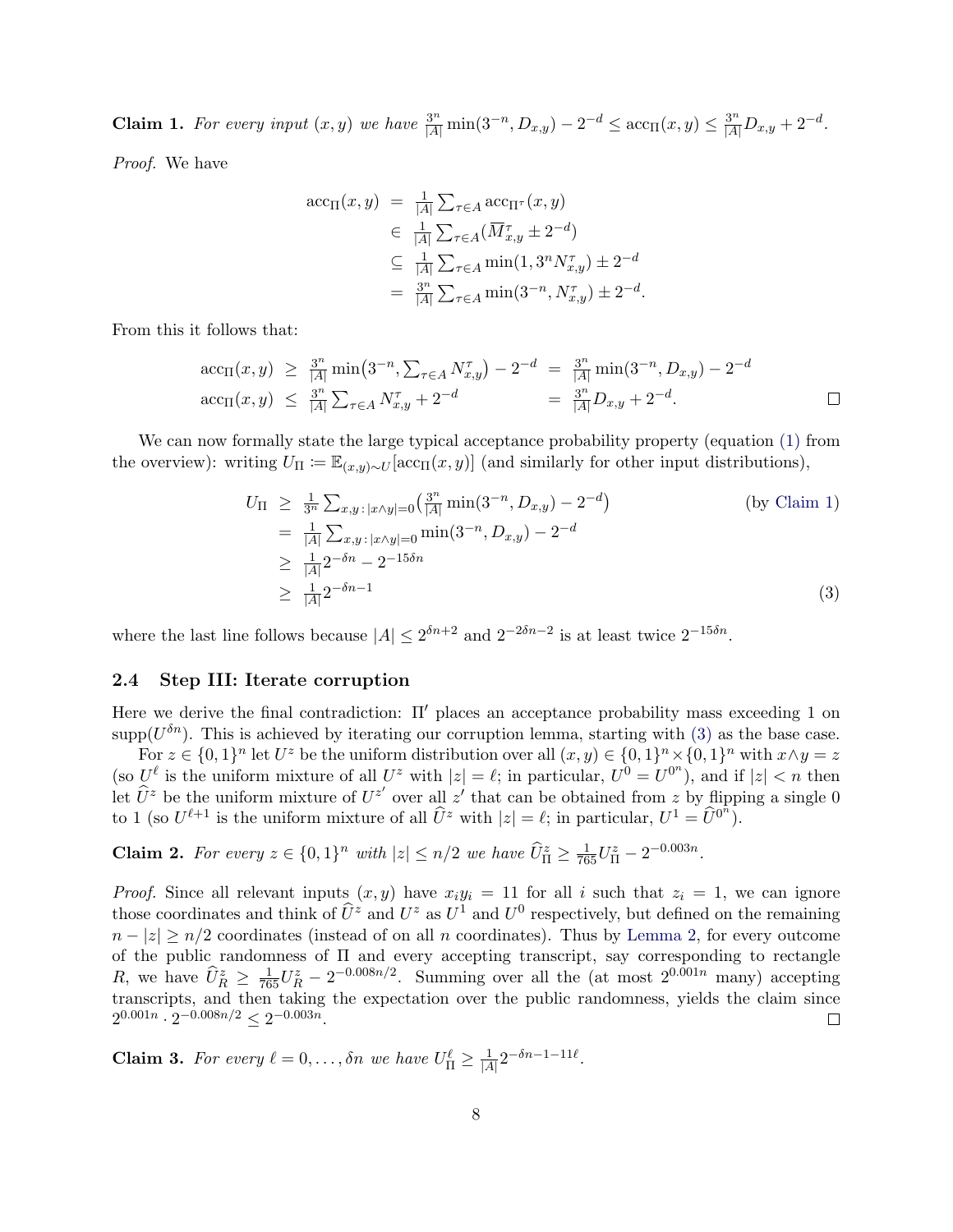**Claim 1.** *For every input $(x, y)$ we have $\frac{3^n}{|A|}\min(3^{-n}, D_{x,y}) - 2^{-d} \leq \mathrm{acc}_\Pi(x, y) \leq \frac{3^n}{|A|}D_{x,y} + 2^{-d}$.*

*Proof.* We have

$$
\begin{aligned}
\mathrm{acc}_\Pi(x, y) &= \tfrac{1}{|A|}\textstyle\sum_{\tau\in A}\mathrm{acc}_{\Pi^\tau}(x, y) \\
&\in \tfrac{1}{|A|}\textstyle\sum_{\tau\in A}(\overline{M}^\tau_{x,y} \pm 2^{-d}) \\
&\subseteq \tfrac{1}{|A|}\textstyle\sum_{\tau\in A}\min(1, 3^n N^\tau_{x,y}) \pm 2^{-d} \\
&= \tfrac{3^n}{|A|}\textstyle\sum_{\tau\in A}\min(3^{-n}, N^\tau_{x,y}) \pm 2^{-d}.
\end{aligned}
$$

From this it follows that:

$$
\begin{aligned}
\mathrm{acc}_\Pi(x, y) &\geq \tfrac{3^n}{|A|}\min\bigl(3^{-n}, \textstyle\sum_{\tau\in A} N^\tau_{x,y}\bigr) - 2^{-d} &&= \tfrac{3^n}{|A|}\min(3^{-n}, D_{x,y}) - 2^{-d} \\
\mathrm{acc}_\Pi(x, y) &\leq \tfrac{3^n}{|A|}\textstyle\sum_{\tau\in A} N^\tau_{x,y} + 2^{-d} &&= \tfrac{3^n}{|A|}D_{x,y} + 2^{-d}.
\end{aligned}
$$

□

We can now formally state the large typical acceptance probability property (equation (1) from the overview): writing $U_\Pi \coloneqq \mathbb{E}_{(x,y)\sim U}[\mathrm{acc}_\Pi(x, y)]$ (and similarly for other input distributions),

$$
\begin{aligned}
U_\Pi &\geq \tfrac{1}{3^n}\textstyle\sum_{x,y\,:\,|x\wedge y|=0}\bigl(\tfrac{3^n}{|A|}\min(3^{-n}, D_{x,y}) - 2^{-d}\bigr) && \text{(by Claim 1)} \\
&= \tfrac{1}{|A|}\textstyle\sum_{x,y\,:\,|x\wedge y|=0}\min(3^{-n}, D_{x,y}) - 2^{-d} \\
&\geq \tfrac{1}{|A|}2^{-\delta n} - 2^{-15\delta n} \\
&\geq \tfrac{1}{|A|}2^{-\delta n-1} && (3)
\end{aligned}
$$

where the last line follows because $|A| \leq 2^{\delta n+2}$ and $2^{-2\delta n-2}$ is at least twice $2^{-15\delta n}$.

### 2.4 Step III: Iterate corruption

Here we derive the final contradiction: $\Pi'$ places an acceptance probability mass exceeding 1 on $\mathrm{supp}(U^{\delta n})$. This is achieved by iterating our corruption lemma, starting with (3) as the base case.

For $z \in \{0,1\}^n$ let $U^z$ be the uniform distribution over all $(x, y) \in \{0,1\}^n \times \{0,1\}^n$ with $x\wedge y = z$ (so $U^\ell$ is the uniform mixture of all $U^z$ with $|z| = \ell$; in particular, $U^0 = U^{0^n}$), and if $|z| < n$ then let $\widehat{U}^z$ be the uniform mixture of $U^{z'}$ over all $z'$ that can be obtained from $z$ by flipping a single 0 to 1 (so $U^{\ell+1}$ is the uniform mixture of all $\widehat{U}^z$ with $|z| = \ell$; in particular, $U^1 = \widehat{U}^{0^n}$).

**Claim 2.** *For every $z \in \{0,1\}^n$ with $|z| \leq n/2$ we have $\widehat{U}^z_\Pi \geq \frac{1}{765}U^z_\Pi - 2^{-0.003n}$.*

*Proof.* Since all relevant inputs $(x, y)$ have $x_i y_i = 11$ for all $i$ such that $z_i = 1$, we can ignore those coordinates and think of $\widehat{U}^z$ and $U^z$ as $U^1$ and $U^0$ respectively, but defined on the remaining $n - |z| \geq n/2$ coordinates (instead of on all $n$ coordinates). Thus by Lemma 2, for every outcome of the public randomness of $\Pi$ and every accepting transcript, say corresponding to rectangle $R$, we have $\widehat{U}^z_R \geq \frac{1}{765}U^z_R - 2^{-0.008n/2}$. Summing over all the (at most $2^{0.001n}$ many) accepting transcripts, and then taking the expectation over the public randomness, yields the claim since $2^{0.001n} \cdot 2^{-0.008n/2} \leq 2^{-0.003n}$. □

**Claim 3.** *For every $\ell = 0, \ldots, \delta n$ we have $U^\ell_\Pi \geq \frac{1}{|A|}2^{-\delta n-1-11\ell}$.*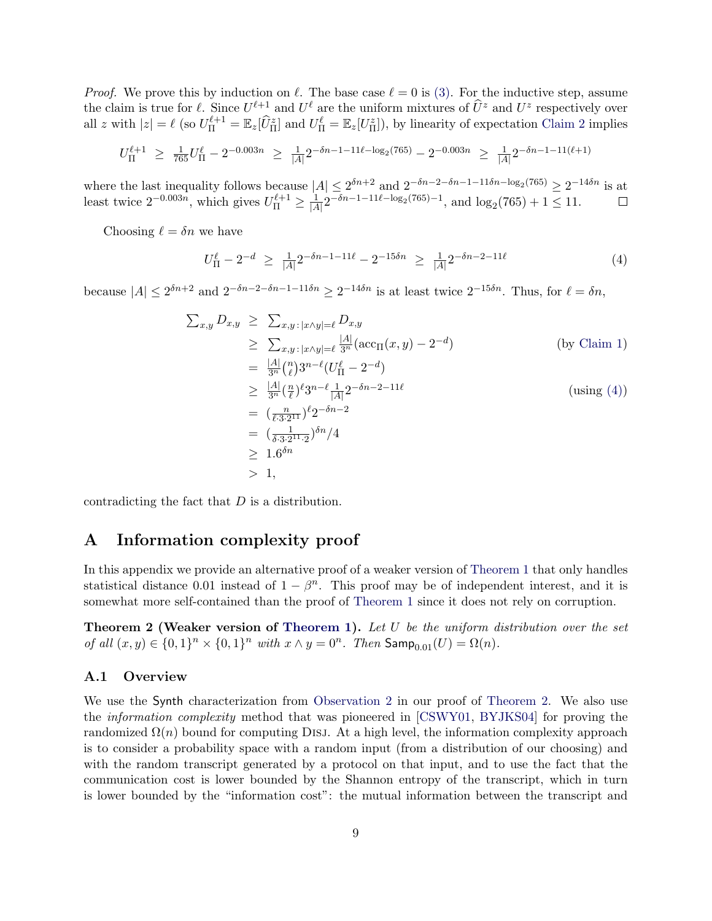*Proof.* We prove this by induction on $\ell$. The base case $\ell = 0$ is (3). For the inductive step, assume the claim is true for $\ell$. Since $U^{\ell+1}$ and $U^\ell$ are the uniform mixtures of $\widehat{U}^z$ and $U^z$ respectively over all $z$ with $|z| = \ell$ (so $U_\Pi^{\ell+1} = \mathbb{E}_z[\widehat{U}_\Pi^z]$ and $U_\Pi^\ell = \mathbb{E}_z[U_\Pi^z]$), by linearity of expectation Claim 2 implies

$$U_\Pi^{\ell+1} \;\geq\; \tfrac{1}{765} U_\Pi^\ell - 2^{-0.003n} \;\geq\; \tfrac{1}{|A|} 2^{-\delta n - 1 - 11\ell - \log_2(765)} - 2^{-0.003n} \;\geq\; \tfrac{1}{|A|} 2^{-\delta n - 1 - 11(\ell+1)}$$

where the last inequality follows because $|A| \leq 2^{\delta n + 2}$ and $2^{-\delta n - 2 - \delta n - 1 - 11\delta n - \log_2(765)} \geq 2^{-14\delta n}$ is at least twice $2^{-0.003n}$, which gives $U_\Pi^{\ell+1} \geq \frac{1}{|A|} 2^{-\delta n - 1 - 11\ell - \log_2(765) - 1}$, and $\log_2(765) + 1 \leq 11$. $\square$

Choosing $\ell = \delta n$ we have

$$U_\Pi^\ell - 2^{-d} \;\geq\; \tfrac{1}{|A|} 2^{-\delta n - 1 - 11\ell} - 2^{-15\delta n} \;\geq\; \tfrac{1}{|A|} 2^{-\delta n - 2 - 11\ell} \tag{4}$$

because $|A| \leq 2^{\delta n + 2}$ and $2^{-\delta n - 2 - \delta n - 1 - 11\delta n} \geq 2^{-14\delta n}$ is at least twice $2^{-15\delta n}$. Thus, for $\ell = \delta n$,

$$\begin{aligned}
\textstyle\sum_{x,y} D_{x,y} &\geq \textstyle\sum_{x,y\,:\,|x\wedge y| = \ell} D_{x,y} \\
&\geq \textstyle\sum_{x,y\,:\,|x\wedge y| = \ell} \frac{|A|}{3^n}(\mathrm{acc}_\Pi(x,y) - 2^{-d}) && \text{(by Claim 1)} \\
&= \tfrac{|A|}{3^n}\tbinom{n}{\ell} 3^{n-\ell}(U_\Pi^\ell - 2^{-d}) \\
&\geq \tfrac{|A|}{3^n}(\tfrac{n}{\ell})^\ell 3^{n-\ell} \tfrac{1}{|A|} 2^{-\delta n - 2 - 11\ell} && \text{(using (4))} \\
&= (\tfrac{n}{\ell \cdot 3 \cdot 2^{11}})^\ell 2^{-\delta n - 2} \\
&= (\tfrac{1}{\delta \cdot 3 \cdot 2^{11} \cdot 2})^{\delta n}/4 \\
&\geq 1.6^{\delta n} \\
&> 1,
\end{aligned}$$

contradicting the fact that $D$ is a distribution.

# A Information complexity proof

In this appendix we provide an alternative proof of a weaker version of Theorem 1 that only handles statistical distance 0.01 instead of $1 - \beta^n$. This proof may be of independent interest, and it is somewhat more self-contained than the proof of Theorem 1 since it does not rely on corruption.

**Theorem 2 (Weaker version of Theorem 1).** *Let $U$ be the uniform distribution over the set of all $(x, y) \in \{0,1\}^n \times \{0,1\}^n$ with $x \wedge y = 0^n$. Then $\mathsf{Samp}_{0.01}(U) = \Omega(n)$.*

## A.1 Overview

We use the Synth characterization from Observation 2 in our proof of Theorem 2. We also use the *information complexity* method that was pioneered in [CSWY01, BYJKS04] for proving the randomized $\Omega(n)$ bound for computing Disj. At a high level, the information complexity approach is to consider a probability space with a random input (from a distribution of our choosing) and with the random transcript generated by a protocol on that input, and to use the fact that the communication cost is lower bounded by the Shannon entropy of the transcript, which in turn is lower bounded by the "information cost": the mutual information between the transcript and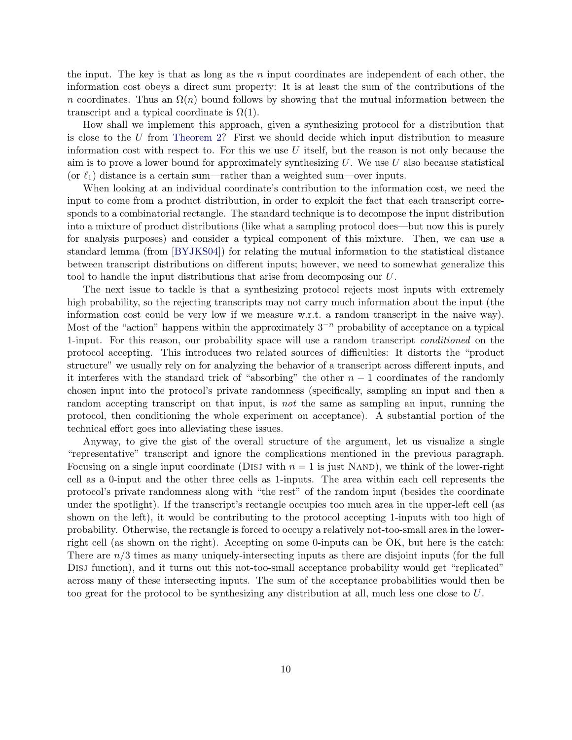the input. The key is that as long as the $n$ input coordinates are independent of each other, the information cost obeys a direct sum property: It is at least the sum of the contributions of the $n$ coordinates. Thus an $\Omega(n)$ bound follows by showing that the mutual information between the transcript and a typical coordinate is $\Omega(1)$.

How shall we implement this approach, given a synthesizing protocol for a distribution that is close to the $U$ from Theorem 2? First we should decide which input distribution to measure information cost with respect to. For this we use $U$ itself, but the reason is not only because the aim is to prove a lower bound for approximately synthesizing $U$. We use $U$ also because statistical (or $\ell_1$) distance is a certain sum—rather than a weighted sum—over inputs.

When looking at an individual coordinate's contribution to the information cost, we need the input to come from a product distribution, in order to exploit the fact that each transcript corresponds to a combinatorial rectangle. The standard technique is to decompose the input distribution into a mixture of product distributions (like what a sampling protocol does—but now this is purely for analysis purposes) and consider a typical component of this mixture. Then, we can use a standard lemma (from [BYJKS04]) for relating the mutual information to the statistical distance between transcript distributions on different inputs; however, we need to somewhat generalize this tool to handle the input distributions that arise from decomposing our $U$.

The next issue to tackle is that a synthesizing protocol rejects most inputs with extremely high probability, so the rejecting transcripts may not carry much information about the input (the information cost could be very low if we measure w.r.t. a random transcript in the naive way). Most of the "action" happens within the approximately $3^{-n}$ probability of acceptance on a typical 1-input. For this reason, our probability space will use a random transcript *conditioned* on the protocol accepting. This introduces two related sources of difficulties: It distorts the "product structure" we usually rely on for analyzing the behavior of a transcript across different inputs, and it interferes with the standard trick of "absorbing" the other $n-1$ coordinates of the randomly chosen input into the protocol's private randomness (specifically, sampling an input and then a random accepting transcript on that input, is *not* the same as sampling an input, running the protocol, then conditioning the whole experiment on acceptance). A substantial portion of the technical effort goes into alleviating these issues.

Anyway, to give the gist of the overall structure of the argument, let us visualize a single "representative" transcript and ignore the complications mentioned in the previous paragraph. Focusing on a single input coordinate (Disj with $n = 1$ is just Nand), we think of the lower-right cell as a 0-input and the other three cells as 1-inputs. The area within each cell represents the protocol's private randomness along with "the rest" of the random input (besides the coordinate under the spotlight). If the transcript's rectangle occupies too much area in the upper-left cell (as shown on the left), it would be contributing to the protocol accepting 1-inputs with too high of probability. Otherwise, the rectangle is forced to occupy a relatively not-too-small area in the lower-right cell (as shown on the right). Accepting on some 0-inputs can be OK, but here is the catch: There are $n/3$ times as many uniquely-intersecting inputs as there are disjoint inputs (for the full Disj function), and it turns out this not-too-small acceptance probability would get "replicated" across many of these intersecting inputs. The sum of the acceptance probabilities would then be too great for the protocol to be synthesizing any distribution at all, much less one close to $U$.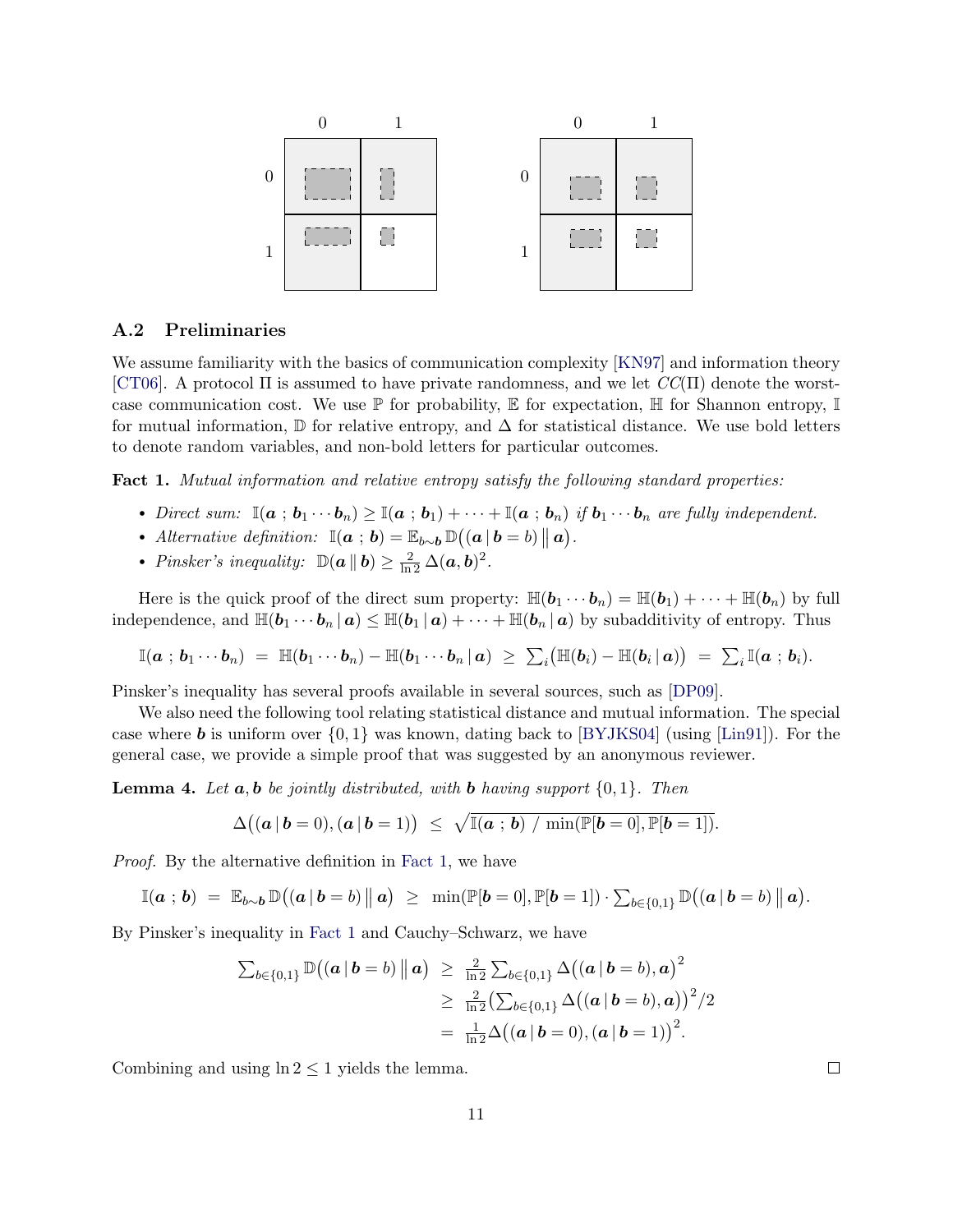## A.2 Preliminaries

We assume familiarity with the basics of communication complexity [KN97] and information theory [CT06]. A protocol $\Pi$ is assumed to have private randomness, and we let $CC(\Pi)$ denote the worst-case communication cost. We use $\mathbb{P}$ for probability, $\mathbb{E}$ for expectation, $\mathbb{H}$ for Shannon entropy, $\mathbb{I}$ for mutual information, $\mathbb{D}$ for relative entropy, and $\Delta$ for statistical distance. We use bold letters to denote random variables, and non-bold letters for particular outcomes.

**Fact 1.** *Mutual information and relative entropy satisfy the following standard properties:*

- *Direct sum:* $\mathbb{I}(\boldsymbol{a}\,;\,\boldsymbol{b}_1\cdots\boldsymbol{b}_n) \geq \mathbb{I}(\boldsymbol{a}\,;\,\boldsymbol{b}_1) + \cdots + \mathbb{I}(\boldsymbol{a}\,;\,\boldsymbol{b}_n)$ *if* $\boldsymbol{b}_1\cdots\boldsymbol{b}_n$ *are fully independent.*
- *Alternative definition:* $\mathbb{I}(\boldsymbol{a}\,;\,\boldsymbol{b}) = \mathbb{E}_{b\sim\boldsymbol{b}}\,\mathbb{D}\big((\boldsymbol{a}\,|\,\boldsymbol{b}=b)\,\big\|\,\boldsymbol{a}\big)$.
- *Pinsker's inequality:* $\mathbb{D}(\boldsymbol{a}\,\|\,\boldsymbol{b}) \geq \frac{2}{\ln 2}\,\Delta(\boldsymbol{a},\boldsymbol{b})^2$.

Here is the quick proof of the direct sum property: $\mathbb{H}(\boldsymbol{b}_1\cdots\boldsymbol{b}_n) = \mathbb{H}(\boldsymbol{b}_1) + \cdots + \mathbb{H}(\boldsymbol{b}_n)$ by full independence, and $\mathbb{H}(\boldsymbol{b}_1\cdots\boldsymbol{b}_n\,|\,\boldsymbol{a}) \leq \mathbb{H}(\boldsymbol{b}_1\,|\,\boldsymbol{a}) + \cdots + \mathbb{H}(\boldsymbol{b}_n\,|\,\boldsymbol{a})$ by subadditivity of entropy. Thus

$$\mathbb{I}(\boldsymbol{a}\,;\,\boldsymbol{b}_1\cdots\boldsymbol{b}_n) \;=\; \mathbb{H}(\boldsymbol{b}_1\cdots\boldsymbol{b}_n) - \mathbb{H}(\boldsymbol{b}_1\cdots\boldsymbol{b}_n\,|\,\boldsymbol{a}) \;\geq\; \textstyle\sum_i\big(\mathbb{H}(\boldsymbol{b}_i) - \mathbb{H}(\boldsymbol{b}_i\,|\,\boldsymbol{a})\big) \;=\; \sum_i \mathbb{I}(\boldsymbol{a}\,;\,\boldsymbol{b}_i).$$

Pinsker's inequality has several proofs available in several sources, such as [DP09].

We also need the following tool relating statistical distance and mutual information. The special case where $\boldsymbol{b}$ is uniform over $\{0,1\}$ was known, dating back to [BYJKS04] (using [Lin91]). For the general case, we provide a simple proof that was suggested by an anonymous reviewer.

**Lemma 4.** *Let $\boldsymbol{a},\boldsymbol{b}$ be jointly distributed, with $\boldsymbol{b}$ having support $\{0,1\}$. Then*

$$\Delta\big((\boldsymbol{a}\,|\,\boldsymbol{b}=0),(\boldsymbol{a}\,|\,\boldsymbol{b}=1)\big) \;\leq\; \sqrt{\mathbb{I}(\boldsymbol{a}\,;\,\boldsymbol{b})\;/\;\min(\mathbb{P}[\boldsymbol{b}=0],\mathbb{P}[\boldsymbol{b}=1])}.$$

*Proof.* By the alternative definition in Fact 1, we have

$$\mathbb{I}(\boldsymbol{a}\,;\,\boldsymbol{b}) \;=\; \mathbb{E}_{b\sim\boldsymbol{b}}\,\mathbb{D}\big((\boldsymbol{a}\,|\,\boldsymbol{b}=b)\,\big\|\,\boldsymbol{a}\big) \;\geq\; \min(\mathbb{P}[\boldsymbol{b}=0],\mathbb{P}[\boldsymbol{b}=1])\cdot\textstyle\sum_{b\in\{0,1\}}\mathbb{D}\big((\boldsymbol{a}\,|\,\boldsymbol{b}=b)\,\big\|\,\boldsymbol{a}\big).$$

By Pinsker's inequality in Fact 1 and Cauchy–Schwarz, we have

$$\begin{aligned}
\textstyle\sum_{b\in\{0,1\}}\mathbb{D}\big((\boldsymbol{a}\,|\,\boldsymbol{b}=b)\,\big\|\,\boldsymbol{a}\big) \;&\geq\; \tfrac{2}{\ln 2}\textstyle\sum_{b\in\{0,1\}}\Delta\big((\boldsymbol{a}\,|\,\boldsymbol{b}=b),\boldsymbol{a}\big)^2\\
&\geq\; \tfrac{2}{\ln 2}\big(\textstyle\sum_{b\in\{0,1\}}\Delta\big((\boldsymbol{a}\,|\,\boldsymbol{b}=b),\boldsymbol{a}\big)\big)^2/2\\
&=\; \tfrac{1}{\ln 2}\Delta\big((\boldsymbol{a}\,|\,\boldsymbol{b}=0),(\boldsymbol{a}\,|\,\boldsymbol{b}=1)\big)^2.
\end{aligned}$$

Combining and using $\ln 2 \leq 1$ yields the lemma. $\square$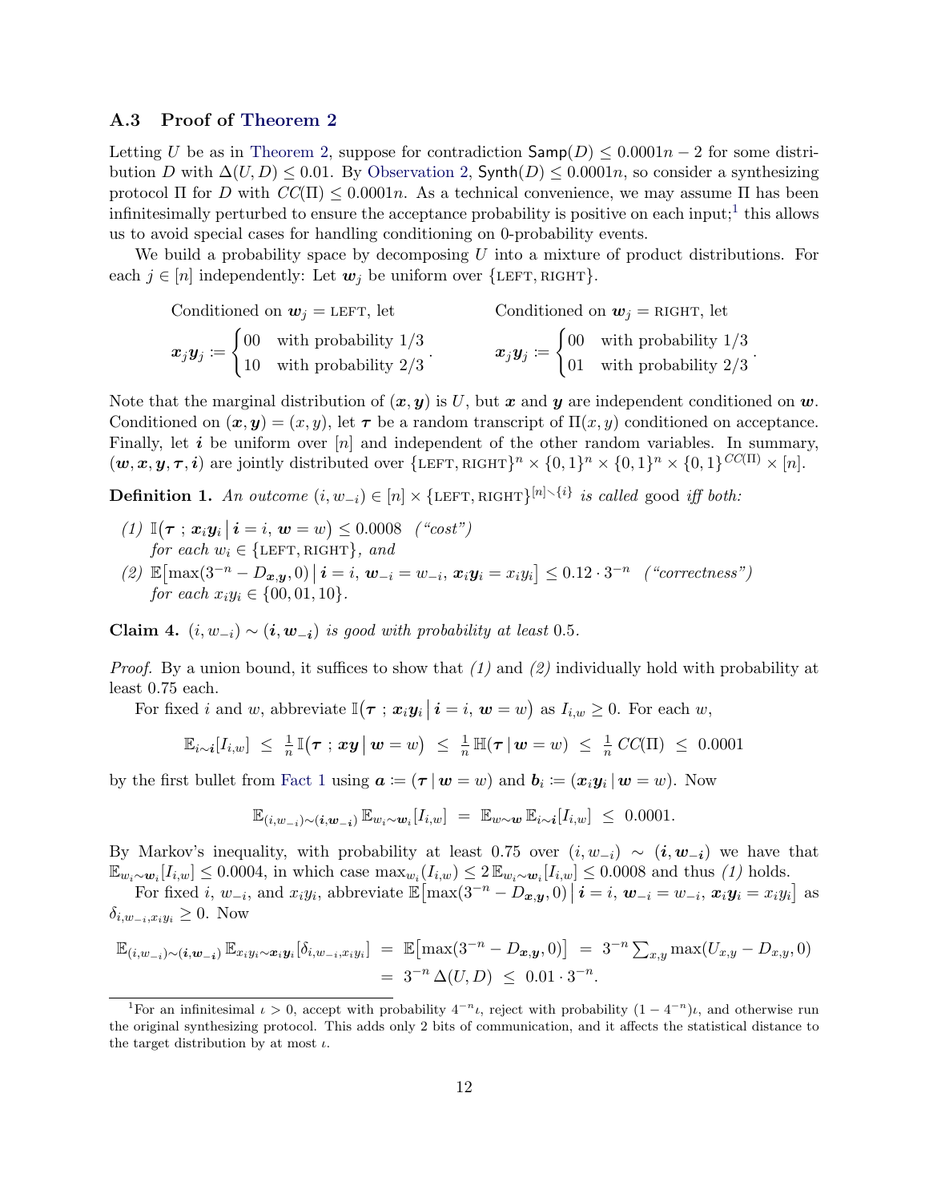### A.3 Proof of Theorem 2

Letting $U$ be as in Theorem 2, suppose for contradiction $\mathsf{Samp}(D) \le 0.0001n - 2$ for some distribution $D$ with $\Delta(U, D) \le 0.01$. By Observation 2, $\mathsf{Synth}(D) \le 0.0001n$, so consider a synthesizing protocol $\Pi$ for $D$ with $CC(\Pi) \le 0.0001n$. As a technical convenience, we may assume $\Pi$ has been infinitesimally perturbed to ensure the acceptance probability is positive on each input;[1] this allows us to avoid special cases for handling conditioning on 0-probability events.

We build a probability space by decomposing $U$ into a mixture of product distributions. For each $j \in [n]$ independently: Let $\boldsymbol{w}_j$ be uniform over $\{\text{LEFT}, \text{RIGHT}\}$.

Conditioned on $\boldsymbol{w}_j = \text{LEFT}$, let

$$\boldsymbol{x}_j\boldsymbol{y}_j := \begin{cases} 00 & \text{with probability } 1/3 \\ 10 & \text{with probability } 2/3 \end{cases}.$$

Conditioned on $\boldsymbol{w}_j = \text{RIGHT}$, let

$$\boldsymbol{x}_j\boldsymbol{y}_j := \begin{cases} 00 & \text{with probability } 1/3 \\ 01 & \text{with probability } 2/3 \end{cases}.$$

Note that the marginal distribution of $(\boldsymbol{x}, \boldsymbol{y})$ is $U$, but $\boldsymbol{x}$ and $\boldsymbol{y}$ are independent conditioned on $\boldsymbol{w}$. Conditioned on $(\boldsymbol{x}, \boldsymbol{y}) = (x, y)$, let $\boldsymbol{\tau}$ be a random transcript of $\Pi(x, y)$ conditioned on acceptance. Finally, let $\boldsymbol{i}$ be uniform over $[n]$ and independent of the other random variables. In summary, $(\boldsymbol{w}, \boldsymbol{x}, \boldsymbol{y}, \boldsymbol{\tau}, \boldsymbol{i})$ are jointly distributed over $\{\text{LEFT}, \text{RIGHT}\}^n \times \{0,1\}^n \times \{0,1\}^n \times \{0,1\}^{CC(\Pi)} \times [n]$.

**Definition 1.** *An outcome $(i, w_{-i}) \in [n] \times \{\text{LEFT}, \text{RIGHT}\}^{[n] \smallsetminus \{i\}}$ is called* good *iff both:*

*(1)* $\mathbb{I}\big(\boldsymbol{\tau} \,;\, \boldsymbol{x}_i\boldsymbol{y}_i \,\big|\, \boldsymbol{i} = i,\, \boldsymbol{w} = w\big) \le 0.0008$ *("cost")*
*for each $w_i \in \{\text{LEFT}, \text{RIGHT}\}$, and*

*(2)* $\mathbb{E}\big[\max(3^{-n} - D_{\boldsymbol{x},\boldsymbol{y}}, 0) \,\big|\, \boldsymbol{i} = i,\, \boldsymbol{w}_{-i} = w_{-i},\, \boldsymbol{x}_i\boldsymbol{y}_i = x_iy_i\big] \le 0.12 \cdot 3^{-n}$ *("correctness")*
*for each $x_iy_i \in \{00, 01, 10\}$.*

**Claim 4.** *$(i, w_{-i}) \sim (\boldsymbol{i}, \boldsymbol{w}_{-\boldsymbol{i}})$ is good with probability at least 0.5.*

*Proof.* By a union bound, it suffices to show that *(1)* and *(2)* individually hold with probability at least 0.75 each.

For fixed $i$ and $w$, abbreviate $\mathbb{I}\big(\boldsymbol{\tau} \,;\, \boldsymbol{x}_i\boldsymbol{y}_i \,\big|\, \boldsymbol{i} = i,\, \boldsymbol{w} = w\big)$ as $I_{i,w} \ge 0$. For each $w$,

$$\mathbb{E}_{i \sim \boldsymbol{i}}[I_{i,w}] \;\le\; \tfrac{1}{n}\,\mathbb{I}\big(\boldsymbol{\tau} \,;\, \boldsymbol{x}\boldsymbol{y} \,\big|\, \boldsymbol{w} = w\big) \;\le\; \tfrac{1}{n}\,\mathbb{H}(\boldsymbol{\tau} \,|\, \boldsymbol{w} = w) \;\le\; \tfrac{1}{n}\,CC(\Pi) \;\le\; 0.0001$$

by the first bullet from Fact 1 using $\boldsymbol{a} := (\boldsymbol{\tau} \,|\, \boldsymbol{w} = w)$ and $\boldsymbol{b}_i := (\boldsymbol{x}_i\boldsymbol{y}_i \,|\, \boldsymbol{w} = w)$. Now

$$\mathbb{E}_{(i, w_{-i}) \sim (\boldsymbol{i}, \boldsymbol{w}_{-\boldsymbol{i}})}\, \mathbb{E}_{w_i \sim \boldsymbol{w}_i}[I_{i,w}] \;=\; \mathbb{E}_{w \sim \boldsymbol{w}}\, \mathbb{E}_{i \sim \boldsymbol{i}}[I_{i,w}] \;\le\; 0.0001.$$

By Markov's inequality, with probability at least 0.75 over $(i, w_{-i}) \sim (\boldsymbol{i}, \boldsymbol{w}_{-\boldsymbol{i}})$ we have that $\mathbb{E}_{w_i \sim \boldsymbol{w}_i}[I_{i,w}] \le 0.0004$, in which case $\max_{w_i}(I_{i,w}) \le 2\,\mathbb{E}_{w_i \sim \boldsymbol{w}_i}[I_{i,w}] \le 0.0008$ and thus *(1)* holds.

For fixed $i$, $w_{-i}$, and $x_iy_i$, abbreviate $\mathbb{E}\big[\max(3^{-n} - D_{\boldsymbol{x},\boldsymbol{y}}, 0) \,\big|\, \boldsymbol{i} = i,\, \boldsymbol{w}_{-i} = w_{-i},\, \boldsymbol{x}_i\boldsymbol{y}_i = x_iy_i\big]$ as $\delta_{i, w_{-i}, x_iy_i} \ge 0$. Now

$$\begin{aligned} \mathbb{E}_{(i, w_{-i}) \sim (\boldsymbol{i}, \boldsymbol{w}_{-\boldsymbol{i}})}\, \mathbb{E}_{x_iy_i \sim \boldsymbol{x}_i\boldsymbol{y}_i}[\delta_{i, w_{-i}, x_iy_i}] \;&=\; \mathbb{E}\big[\max(3^{-n} - D_{\boldsymbol{x},\boldsymbol{y}}, 0)\big] \;=\; 3^{-n} \textstyle\sum_{x,y} \max(U_{x,y} - D_{x,y}, 0) \\ &=\; 3^{-n}\,\Delta(U, D) \;\le\; 0.01 \cdot 3^{-n}. \end{aligned}$$

[1] For an infinitesimal $\iota > 0$, accept with probability $4^{-n}\iota$, reject with probability $(1 - 4^{-n})\iota$, and otherwise run the original synthesizing protocol. This adds only 2 bits of communication, and it affects the statistical distance to the target distribution by at most $\iota$.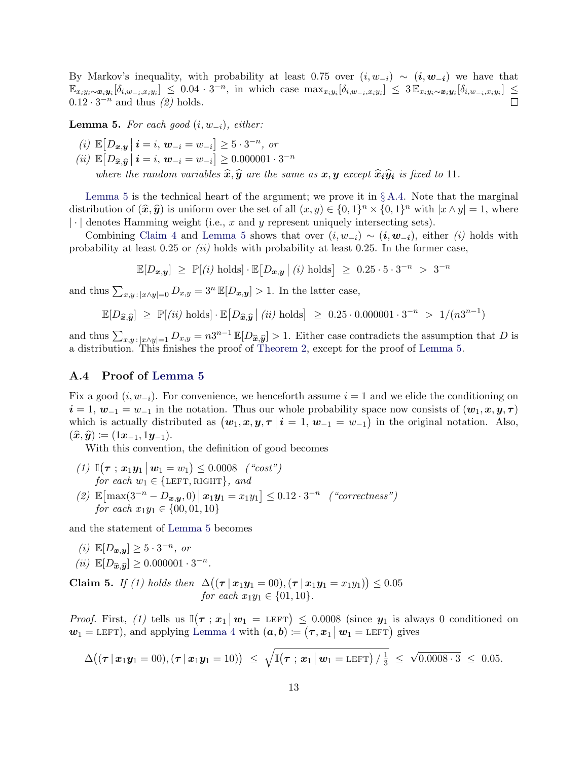By Markov's inequality, with probability at least 0.75 over $(i, w_{-i}) \sim (\boldsymbol{i}, \boldsymbol{w_{-i}})$ we have that $\mathbb{E}_{x_i y_i \sim \boldsymbol{x_i y_i}}[\delta_{i,w_{-i},x_i y_i}] \le 0.04 \cdot 3^{-n}$, in which case $\max_{x_i y_i}[\delta_{i,w_{-i},x_i y_i}] \le 3\,\mathbb{E}_{x_i y_i \sim \boldsymbol{x_i y_i}}[\delta_{i,w_{-i},x_i y_i}] \le 0.12 \cdot 3^{-n}$ and thus *(2)* holds. $\square$

**Lemma 5.** *For each good $(i, w_{-i})$, either:*

*(i)* $\mathbb{E}\big[D_{\boldsymbol{x},\boldsymbol{y}} \,\big|\, \boldsymbol{i} = i,\, \boldsymbol{w}_{-i} = w_{-i}\big] \ge 5 \cdot 3^{-n}$*, or*

*(ii)* $\mathbb{E}\big[D_{\widehat{\boldsymbol{x}},\widehat{\boldsymbol{y}}} \,\big|\, \boldsymbol{i} = i,\, \boldsymbol{w}_{-i} = w_{-i}\big] \ge 0.000001 \cdot 3^{-n}$
*where the random variables $\widehat{\boldsymbol{x}}, \widehat{\boldsymbol{y}}$ are the same as $\boldsymbol{x}, \boldsymbol{y}$ except $\widehat{\boldsymbol{x}}_{\boldsymbol{i}}\widehat{\boldsymbol{y}}_{\boldsymbol{i}}$ is fixed to* 11.

Lemma 5 is the technical heart of the argument; we prove it in § A.4. Note that the marginal distribution of $(\widehat{\boldsymbol{x}}, \widehat{\boldsymbol{y}})$ is uniform over the set of all $(x, y) \in \{0,1\}^n \times \{0,1\}^n$ with $|x \wedge y| = 1$, where $|\cdot|$ denotes Hamming weight (i.e., $x$ and $y$ represent uniquely intersecting sets).

Combining Claim 4 and Lemma 5 shows that over $(i, w_{-i}) \sim (\boldsymbol{i}, \boldsymbol{w_{-i}})$, either *(i)* holds with probability at least 0.25 or *(ii)* holds with probability at least 0.25. In the former case,

$$\mathbb{E}[D_{\boldsymbol{x},\boldsymbol{y}}] \;\ge\; \mathbb{P}[\textit{(i)} \text{ holds}] \cdot \mathbb{E}\big[D_{\boldsymbol{x},\boldsymbol{y}} \,\big|\, \textit{(i)} \text{ holds}\big] \;\ge\; 0.25 \cdot 5 \cdot 3^{-n} \;>\; 3^{-n}$$

and thus $\sum_{x,y\,:\,|x\wedge y|=0} D_{x,y} = 3^n\,\mathbb{E}[D_{\boldsymbol{x},\boldsymbol{y}}] > 1$. In the latter case,

$$\mathbb{E}[D_{\widehat{\boldsymbol{x}},\widehat{\boldsymbol{y}}}] \;\ge\; \mathbb{P}[\textit{(ii)} \text{ holds}] \cdot \mathbb{E}\big[D_{\widehat{\boldsymbol{x}},\widehat{\boldsymbol{y}}} \,\big|\, \textit{(ii)} \text{ holds}\big] \;\ge\; 0.25 \cdot 0.000001 \cdot 3^{-n} \;>\; 1/(n3^{n-1})$$

and thus $\sum_{x,y\,:\,|x\wedge y|=1} D_{x,y} = n3^{n-1}\,\mathbb{E}[D_{\widehat{\boldsymbol{x}},\widehat{\boldsymbol{y}}}] > 1$. Either case contradicts the assumption that $D$ is a distribution. This finishes the proof of Theorem 2, except for the proof of Lemma 5.

### A.4 Proof of Lemma 5

Fix a good $(i, w_{-i})$. For convenience, we henceforth assume $i = 1$ and we elide the conditioning on $\boldsymbol{i} = 1$, $\boldsymbol{w}_{-1} = w_{-1}$ in the notation. Thus our whole probability space now consists of $(\boldsymbol{w}_1, \boldsymbol{x}, \boldsymbol{y}, \boldsymbol{\tau})$ which is actually distributed as $\big(\boldsymbol{w}_1, \boldsymbol{x}, \boldsymbol{y}, \boldsymbol{\tau} \,\big|\, \boldsymbol{i} = 1,\, \boldsymbol{w}_{-1} = w_{-1}\big)$ in the original notation. Also, $(\widehat{\boldsymbol{x}}, \widehat{\boldsymbol{y}}) \coloneqq (1\boldsymbol{x}_{-1}, 1\boldsymbol{y}_{-1})$.

With this convention, the definition of good becomes

*(1)* $\mathbb{I}\big(\boldsymbol{\tau}\,;\, \boldsymbol{x}_1\boldsymbol{y}_1 \,\big|\, \boldsymbol{w}_1 = w_1\big) \le 0.0008$ *("cost")*
*for each $w_1 \in \{\text{LEFT}, \text{RIGHT}\}$, and*

*(2)* $\mathbb{E}\big[\max(3^{-n} - D_{\boldsymbol{x},\boldsymbol{y}}, 0) \,\big|\, \boldsymbol{x}_1\boldsymbol{y}_1 = x_1 y_1\big] \le 0.12 \cdot 3^{-n}$ *("correctness")*
*for each $x_1 y_1 \in \{00, 01, 10\}$*

and the statement of Lemma 5 becomes

*(i)* $\mathbb{E}[D_{\boldsymbol{x},\boldsymbol{y}}] \ge 5 \cdot 3^{-n}$*, or*

*(ii)* $\mathbb{E}[D_{\widehat{\boldsymbol{x}},\widehat{\boldsymbol{y}}}] \ge 0.000001 \cdot 3^{-n}$.

**Claim 5.** *If (1) holds then* $\Delta\big((\boldsymbol{\tau} \,|\, \boldsymbol{x}_1\boldsymbol{y}_1 = 00), (\boldsymbol{\tau} \,|\, \boldsymbol{x}_1\boldsymbol{y}_1 = x_1 y_1)\big) \le 0.05$
*for each $x_1 y_1 \in \{01, 10\}$.*

*Proof.* First, *(1)* tells us $\mathbb{I}\big(\boldsymbol{\tau}\,;\, \boldsymbol{x}_1 \,\big|\, \boldsymbol{w}_1 = \text{LEFT}\big) \le 0.0008$ (since $\boldsymbol{y}_1$ is always 0 conditioned on $\boldsymbol{w}_1 = \text{LEFT}$), and applying Lemma 4 with $(\boldsymbol{a}, \boldsymbol{b}) \coloneqq \big(\boldsymbol{\tau}, \boldsymbol{x}_1 \,\big|\, \boldsymbol{w}_1 = \text{LEFT}\big)$ gives

$$\Delta\big((\boldsymbol{\tau} \,|\, \boldsymbol{x}_1\boldsymbol{y}_1 = 00), (\boldsymbol{\tau} \,|\, \boldsymbol{x}_1\boldsymbol{y}_1 = 10)\big) \;\le\; \sqrt{\mathbb{I}\big(\boldsymbol{\tau}\,;\, \boldsymbol{x}_1 \,\big|\, \boldsymbol{w}_1 = \text{LEFT}\big) \,/\, \tfrac{1}{3}} \;\le\; \sqrt{0.0008 \cdot 3} \;\le\; 0.05.$$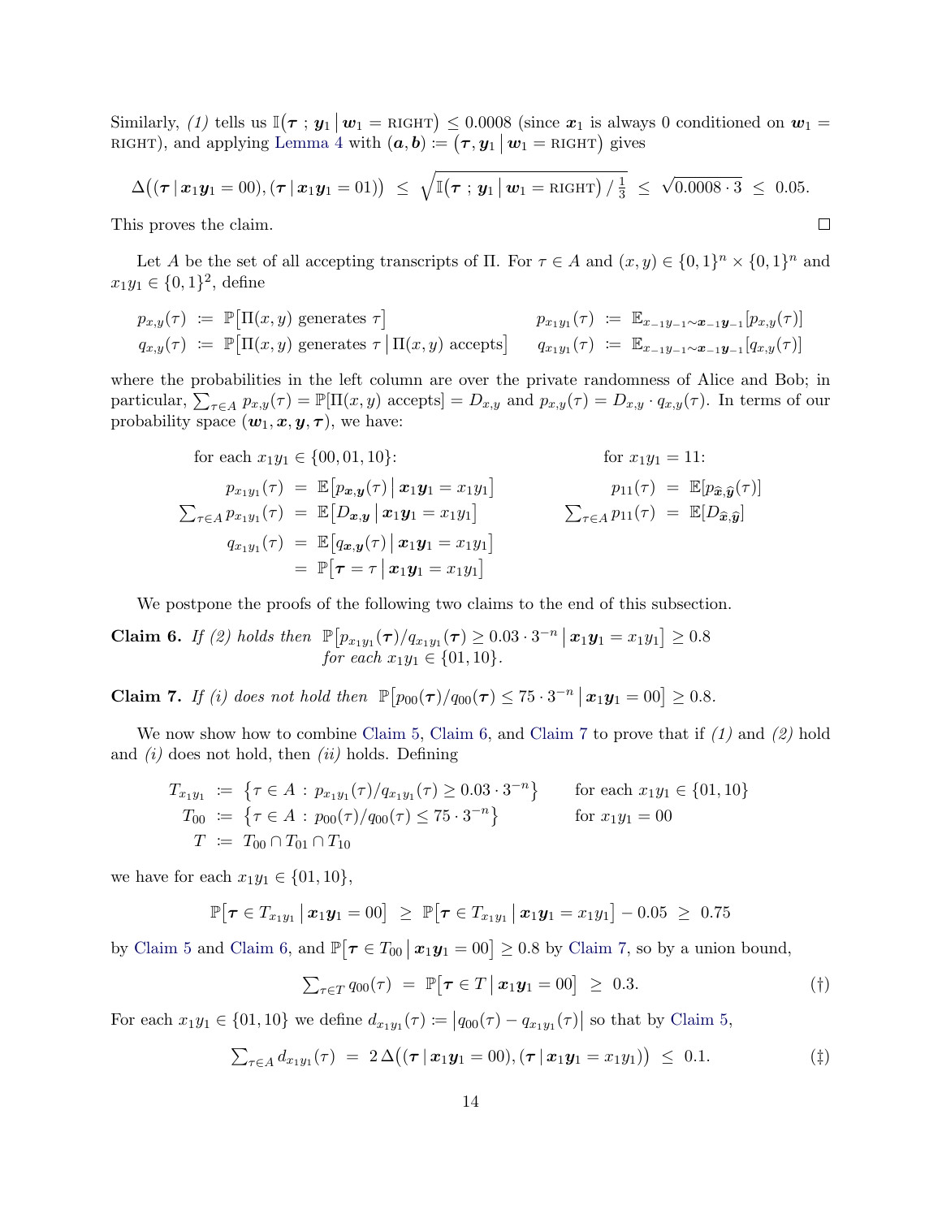Similarly, *(1)* tells us $\mathbb{I}(\boldsymbol{\tau} ; \boldsymbol{y}_1 \,|\, \boldsymbol{w}_1 = \text{RIGHT}) \le 0.0008$ (since $\boldsymbol{x}_1$ is always 0 conditioned on $\boldsymbol{w}_1 = \text{RIGHT}$), and applying Lemma 4 with $(\boldsymbol{a}, \boldsymbol{b}) := (\boldsymbol{\tau}, \boldsymbol{y}_1 \,|\, \boldsymbol{w}_1 = \text{RIGHT})$ gives

$$\Delta\big((\boldsymbol{\tau} \,|\, \boldsymbol{x}_1\boldsymbol{y}_1 = 00), (\boldsymbol{\tau} \,|\, \boldsymbol{x}_1\boldsymbol{y}_1 = 01)\big) \;\le\; \sqrt{\mathbb{I}(\boldsymbol{\tau} ; \boldsymbol{y}_1 \,|\, \boldsymbol{w}_1 = \text{RIGHT}) \,/\, \tfrac{1}{3}} \;\le\; \sqrt{0.0008 \cdot 3} \;\le\; 0.05.$$

This proves the claim. $\square$

Let $A$ be the set of all accepting transcripts of $\Pi$. For $\tau \in A$ and $(x, y) \in \{0,1\}^n \times \{0,1\}^n$ and $x_1y_1 \in \{0,1\}^2$, define

$$\begin{aligned} p_{x,y}(\tau) &:= \mathbb{P}\big[\Pi(x,y) \text{ generates } \tau\big] & p_{x_1y_1}(\tau) &:= \mathbb{E}_{x_{-1}y_{-1}\sim \boldsymbol{x}_{-1}\boldsymbol{y}_{-1}}[p_{x,y}(\tau)] \\ q_{x,y}(\tau) &:= \mathbb{P}\big[\Pi(x,y) \text{ generates } \tau \,\big|\, \Pi(x,y) \text{ accepts}\big] & q_{x_1y_1}(\tau) &:= \mathbb{E}_{x_{-1}y_{-1}\sim \boldsymbol{x}_{-1}\boldsymbol{y}_{-1}}[q_{x,y}(\tau)] \end{aligned}$$

where the probabilities in the left column are over the private randomness of Alice and Bob; in particular, $\sum_{\tau\in A} p_{x,y}(\tau) = \mathbb{P}[\Pi(x,y) \text{ accepts}] = D_{x,y}$ and $p_{x,y}(\tau) = D_{x,y} \cdot q_{x,y}(\tau)$. In terms of our probability space $(\boldsymbol{w}_1, \boldsymbol{x}, \boldsymbol{y}, \boldsymbol{\tau})$, we have:

for each $x_1y_1 \in \{00, 01, 10\}$:

$$\begin{aligned} p_{x_1y_1}(\tau) &= \mathbb{E}\big[p_{\boldsymbol{x},\boldsymbol{y}}(\tau) \,\big|\, \boldsymbol{x}_1\boldsymbol{y}_1 = x_1y_1\big] \\ \textstyle\sum_{\tau\in A} p_{x_1y_1}(\tau) &= \mathbb{E}\big[D_{\boldsymbol{x},\boldsymbol{y}} \,\big|\, \boldsymbol{x}_1\boldsymbol{y}_1 = x_1y_1\big] \\ q_{x_1y_1}(\tau) &= \mathbb{E}\big[q_{\boldsymbol{x},\boldsymbol{y}}(\tau) \,\big|\, \boldsymbol{x}_1\boldsymbol{y}_1 = x_1y_1\big] \\ &= \mathbb{P}\big[\boldsymbol{\tau} = \tau \,\big|\, \boldsymbol{x}_1\boldsymbol{y}_1 = x_1y_1\big] \end{aligned}$$

for $x_1y_1 = 11$:

$$\begin{aligned} p_{11}(\tau) &= \mathbb{E}[p_{\widehat{\boldsymbol{x}},\widehat{\boldsymbol{y}}}(\tau)] \\ \textstyle\sum_{\tau\in A} p_{11}(\tau) &= \mathbb{E}[D_{\widehat{\boldsymbol{x}},\widehat{\boldsymbol{y}}}] \end{aligned}$$

We postpone the proofs of the following two claims to the end of this subsection.

**Claim 6.** *If (2) holds then* $\mathbb{P}\big[p_{x_1y_1}(\boldsymbol{\tau})/q_{x_1y_1}(\boldsymbol{\tau}) \ge 0.03 \cdot 3^{-n} \,\big|\, \boldsymbol{x}_1\boldsymbol{y}_1 = x_1y_1\big] \ge 0.8$ *for each* $x_1y_1 \in \{01, 10\}$.

**Claim 7.** *If (i) does not hold then* $\mathbb{P}\big[p_{00}(\boldsymbol{\tau})/q_{00}(\boldsymbol{\tau}) \le 75 \cdot 3^{-n} \,\big|\, \boldsymbol{x}_1\boldsymbol{y}_1 = 00\big] \ge 0.8$.

We now show how to combine Claim 5, Claim 6, and Claim 7 to prove that if *(1)* and *(2)* hold and *(i)* does not hold, then *(ii)* holds. Defining

$$\begin{aligned} T_{x_1y_1} &:= \big\{\tau \in A : p_{x_1y_1}(\tau)/q_{x_1y_1}(\tau) \ge 0.03 \cdot 3^{-n}\big\} && \text{for each } x_1y_1 \in \{01, 10\} \\ T_{00} &:= \big\{\tau \in A : p_{00}(\tau)/q_{00}(\tau) \le 75 \cdot 3^{-n}\big\} && \text{for } x_1y_1 = 00 \\ T &:= T_{00} \cap T_{01} \cap T_{10} \end{aligned}$$

we have for each $x_1y_1 \in \{01, 10\}$,

$$\mathbb{P}\big[\boldsymbol{\tau} \in T_{x_1y_1} \,\big|\, \boldsymbol{x}_1\boldsymbol{y}_1 = 00\big] \;\ge\; \mathbb{P}\big[\boldsymbol{\tau} \in T_{x_1y_1} \,\big|\, \boldsymbol{x}_1\boldsymbol{y}_1 = x_1y_1\big] - 0.05 \;\ge\; 0.75$$

by Claim 5 and Claim 6, and $\mathbb{P}\big[\boldsymbol{\tau} \in T_{00} \,\big|\, \boldsymbol{x}_1\boldsymbol{y}_1 = 00\big] \ge 0.8$ by Claim 7, so by a union bound,

$$\textstyle\sum_{\tau\in T} q_{00}(\tau) \;=\; \mathbb{P}\big[\boldsymbol{\tau} \in T \,\big|\, \boldsymbol{x}_1\boldsymbol{y}_1 = 00\big] \;\ge\; 0.3. \tag{†}$$

For each $x_1y_1 \in \{01, 10\}$ we define $d_{x_1y_1}(\tau) := \big|q_{00}(\tau) - q_{x_1y_1}(\tau)\big|$ so that by Claim 5,

$$\textstyle\sum_{\tau\in A} d_{x_1y_1}(\tau) \;=\; 2\,\Delta\big((\boldsymbol{\tau} \,|\, \boldsymbol{x}_1\boldsymbol{y}_1 = 00), (\boldsymbol{\tau} \,|\, \boldsymbol{x}_1\boldsymbol{y}_1 = x_1y_1)\big) \;\le\; 0.1. \tag{‡}$$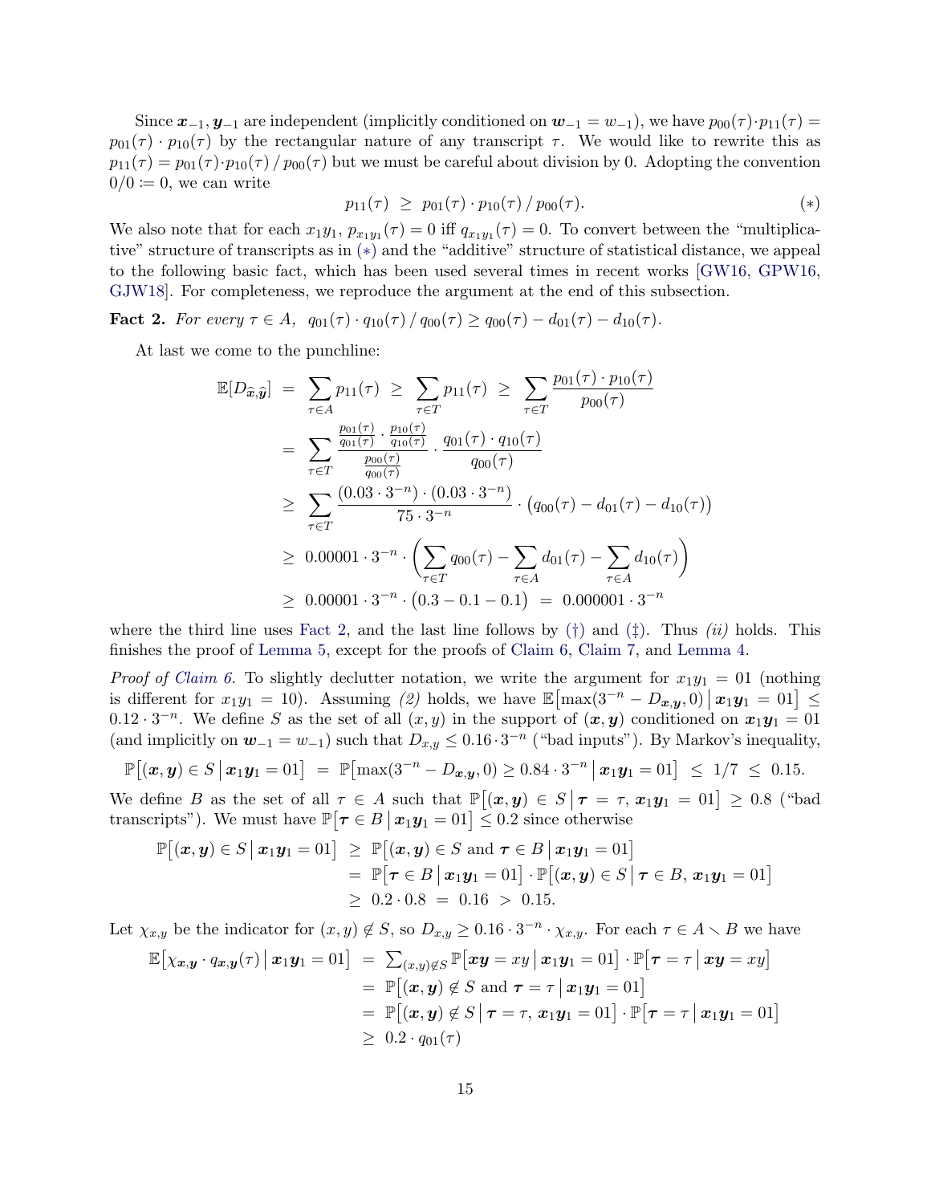Since $\boldsymbol{x}_{-1}, \boldsymbol{y}_{-1}$ are independent (implicitly conditioned on $\boldsymbol{w}_{-1} = w_{-1}$), we have $p_{00}(\tau) \cdot p_{11}(\tau) = p_{01}(\tau) \cdot p_{10}(\tau)$ by the rectangular nature of any transcript $\tau$. We would like to rewrite this as $p_{11}(\tau) = p_{01}(\tau) \cdot p_{10}(\tau) / p_{00}(\tau)$ but we must be careful about division by 0. Adopting the convention $0/0 \coloneqq 0$, we can write

$$p_{11}(\tau) \;\geq\; p_{01}(\tau) \cdot p_{10}(\tau) \,/\, p_{00}(\tau). \tag{$*$}$$

We also note that for each $x_1y_1$, $p_{x_1y_1}(\tau) = 0$ iff $q_{x_1y_1}(\tau) = 0$. To convert between the "multiplicative" structure of transcripts as in $(*)$ and the "additive" structure of statistical distance, we appeal to the following basic fact, which has been used several times in recent works [GW16, GPW16, GJW18]. For completeness, we reproduce the argument at the end of this subsection.

**Fact 2.** *For every $\tau \in A$, $q_{01}(\tau) \cdot q_{10}(\tau) / q_{00}(\tau) \geq q_{00}(\tau) - d_{01}(\tau) - d_{10}(\tau)$.*

At last we come to the punchline:

$$\begin{aligned}
\mathbb{E}[D_{\widehat{\boldsymbol{x}},\widehat{\boldsymbol{y}}}] \;&=\; \sum_{\tau \in A} p_{11}(\tau) \;\geq\; \sum_{\tau \in T} p_{11}(\tau) \;\geq\; \sum_{\tau \in T} \frac{p_{01}(\tau) \cdot p_{10}(\tau)}{p_{00}(\tau)} \\
&=\; \sum_{\tau \in T} \frac{\frac{p_{01}(\tau)}{q_{01}(\tau)} \cdot \frac{p_{10}(\tau)}{q_{10}(\tau)}}{\frac{p_{00}(\tau)}{q_{00}(\tau)}} \cdot \frac{q_{01}(\tau) \cdot q_{10}(\tau)}{q_{00}(\tau)} \\
&\geq\; \sum_{\tau \in T} \frac{(0.03 \cdot 3^{-n}) \cdot (0.03 \cdot 3^{-n})}{75 \cdot 3^{-n}} \cdot \big(q_{00}(\tau) - d_{01}(\tau) - d_{10}(\tau)\big) \\
&\geq\; 0.00001 \cdot 3^{-n} \cdot \left( \sum_{\tau \in T} q_{00}(\tau) - \sum_{\tau \in A} d_{01}(\tau) - \sum_{\tau \in A} d_{10}(\tau) \right) \\
&\geq\; 0.00001 \cdot 3^{-n} \cdot \big(0.3 - 0.1 - 0.1\big) \;=\; 0.000001 \cdot 3^{-n}
\end{aligned}$$

where the third line uses Fact 2, and the last line follows by (†) and (‡). Thus *(ii)* holds. This finishes the proof of Lemma 5, except for the proofs of Claim 6, Claim 7, and Lemma 4.

*Proof of Claim 6.* To slightly declutter notation, we write the argument for $x_1y_1 = 01$ (nothing is different for $x_1y_1 = 10$). Assuming *(2)* holds, we have $\mathbb{E}\big[\max(3^{-n} - D_{\boldsymbol{x},\boldsymbol{y}}, 0) \,\big|\, \boldsymbol{x}_1\boldsymbol{y}_1 = 01\big] \leq 0.12 \cdot 3^{-n}$. We define $S$ as the set of all $(x, y)$ in the support of $(\boldsymbol{x}, \boldsymbol{y})$ conditioned on $\boldsymbol{x}_1\boldsymbol{y}_1 = 01$ (and implicitly on $\boldsymbol{w}_{-1} = w_{-1}$) such that $D_{x,y} \leq 0.16 \cdot 3^{-n}$ ("bad inputs"). By Markov's inequality,

$$\mathbb{P}\big[(\boldsymbol{x}, \boldsymbol{y}) \in S \,\big|\, \boldsymbol{x}_1\boldsymbol{y}_1 = 01\big] \;=\; \mathbb{P}\big[\max(3^{-n} - D_{\boldsymbol{x},\boldsymbol{y}}, 0) \geq 0.84 \cdot 3^{-n} \,\big|\, \boldsymbol{x}_1\boldsymbol{y}_1 = 01\big] \;\leq\; 1/7 \;\leq\; 0.15.$$

We define $B$ as the set of all $\tau \in A$ such that $\mathbb{P}\big[(\boldsymbol{x}, \boldsymbol{y}) \in S \,\big|\, \boldsymbol{\tau} = \tau,\, \boldsymbol{x}_1\boldsymbol{y}_1 = 01\big] \geq 0.8$ ("bad transcripts"). We must have $\mathbb{P}\big[\boldsymbol{\tau} \in B \,\big|\, \boldsymbol{x}_1\boldsymbol{y}_1 = 01\big] \leq 0.2$ since otherwise

$$\begin{aligned}
\mathbb{P}\big[(\boldsymbol{x}, \boldsymbol{y}) \in S \,\big|\, \boldsymbol{x}_1\boldsymbol{y}_1 = 01\big] \;&\geq\; \mathbb{P}\big[(\boldsymbol{x}, \boldsymbol{y}) \in S \text{ and } \boldsymbol{\tau} \in B \,\big|\, \boldsymbol{x}_1\boldsymbol{y}_1 = 01\big] \\
&=\; \mathbb{P}\big[\boldsymbol{\tau} \in B \,\big|\, \boldsymbol{x}_1\boldsymbol{y}_1 = 01\big] \cdot \mathbb{P}\big[(\boldsymbol{x}, \boldsymbol{y}) \in S \,\big|\, \boldsymbol{\tau} \in B,\, \boldsymbol{x}_1\boldsymbol{y}_1 = 01\big] \\
&\geq\; 0.2 \cdot 0.8 \;=\; 0.16 \;>\; 0.15.
\end{aligned}$$

Let $\chi_{x,y}$ be the indicator for $(x, y) \notin S$, so $D_{x,y} \geq 0.16 \cdot 3^{-n} \cdot \chi_{x,y}$. For each $\tau \in A \smallsetminus B$ we have

$$\begin{aligned}
\mathbb{E}\big[\chi_{\boldsymbol{x},\boldsymbol{y}} \cdot q_{\boldsymbol{x},\boldsymbol{y}}(\tau) \,\big|\, \boldsymbol{x}_1\boldsymbol{y}_1 = 01\big] \;&=\; \textstyle\sum_{(x,y) \notin S} \mathbb{P}\big[\boldsymbol{xy} = xy \,\big|\, \boldsymbol{x}_1\boldsymbol{y}_1 = 01\big] \cdot \mathbb{P}\big[\boldsymbol{\tau} = \tau \,\big|\, \boldsymbol{xy} = xy\big] \\
&=\; \mathbb{P}\big[(\boldsymbol{x}, \boldsymbol{y}) \notin S \text{ and } \boldsymbol{\tau} = \tau \,\big|\, \boldsymbol{x}_1\boldsymbol{y}_1 = 01\big] \\
&=\; \mathbb{P}\big[(\boldsymbol{x}, \boldsymbol{y}) \notin S \,\big|\, \boldsymbol{\tau} = \tau,\, \boldsymbol{x}_1\boldsymbol{y}_1 = 01\big] \cdot \mathbb{P}\big[\boldsymbol{\tau} = \tau \,\big|\, \boldsymbol{x}_1\boldsymbol{y}_1 = 01\big] \\
&\geq\; 0.2 \cdot q_{01}(\tau)
\end{aligned}$$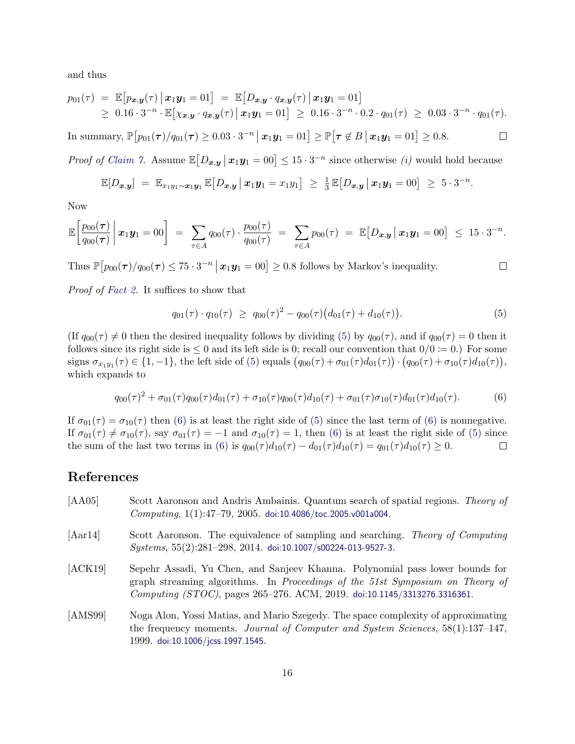and thus

$$
\begin{aligned}
p_{01}(\tau) \;&=\; \mathbb{E}\big[p_{\boldsymbol{x},\boldsymbol{y}}(\tau) \,\big|\, \boldsymbol{x}_1\boldsymbol{y}_1 = 01\big] \;=\; \mathbb{E}\big[D_{\boldsymbol{x},\boldsymbol{y}} \cdot q_{\boldsymbol{x},\boldsymbol{y}}(\tau) \,\big|\, \boldsymbol{x}_1\boldsymbol{y}_1 = 01\big] \\
&\geq\; 0.16 \cdot 3^{-n} \cdot \mathbb{E}\big[\chi_{\boldsymbol{x},\boldsymbol{y}} \cdot q_{\boldsymbol{x},\boldsymbol{y}}(\tau) \,\big|\, \boldsymbol{x}_1\boldsymbol{y}_1 = 01\big] \;\geq\; 0.16 \cdot 3^{-n} \cdot 0.2 \cdot q_{01}(\tau) \;\geq\; 0.03 \cdot 3^{-n} \cdot q_{01}(\tau).
\end{aligned}
$$

In summary, $\mathbb{P}\big[p_{01}(\boldsymbol{\tau})/q_{01}(\boldsymbol{\tau}) \geq 0.03 \cdot 3^{-n} \,\big|\, \boldsymbol{x}_1\boldsymbol{y}_1 = 01\big] \geq \mathbb{P}\big[\boldsymbol{\tau} \notin B \,\big|\, \boldsymbol{x}_1\boldsymbol{y}_1 = 01\big] \geq 0.8$. $\square$

*Proof of Claim 7.* Assume $\mathbb{E}\big[D_{\boldsymbol{x},\boldsymbol{y}} \,\big|\, \boldsymbol{x}_1\boldsymbol{y}_1 = 00\big] \leq 15 \cdot 3^{-n}$ since otherwise *(i)* would hold because

$$
\mathbb{E}[D_{\boldsymbol{x},\boldsymbol{y}}] \;=\; \mathbb{E}_{x_1y_1 \sim \boldsymbol{x}_1\boldsymbol{y}_1} \mathbb{E}\big[D_{\boldsymbol{x},\boldsymbol{y}} \,\big|\, \boldsymbol{x}_1\boldsymbol{y}_1 = x_1y_1\big] \;\geq\; \tfrac{1}{3}\,\mathbb{E}\big[D_{\boldsymbol{x},\boldsymbol{y}} \,\big|\, \boldsymbol{x}_1\boldsymbol{y}_1 = 00\big] \;\geq\; 5 \cdot 3^{-n}.
$$

Now

$$
\mathbb{E}\left[\frac{p_{00}(\boldsymbol{\tau})}{q_{00}(\boldsymbol{\tau})} \,\middle|\, \boldsymbol{x}_1\boldsymbol{y}_1 = 00\right] \;=\; \sum_{\tau \in A} q_{00}(\tau) \cdot \frac{p_{00}(\tau)}{q_{00}(\tau)} \;=\; \sum_{\tau \in A} p_{00}(\tau) \;=\; \mathbb{E}\big[D_{\boldsymbol{x},\boldsymbol{y}} \,\big|\, \boldsymbol{x}_1\boldsymbol{y}_1 = 00\big] \;\leq\; 15 \cdot 3^{-n}.
$$

Thus $\mathbb{P}\big[p_{00}(\boldsymbol{\tau})/q_{00}(\boldsymbol{\tau}) \leq 75 \cdot 3^{-n} \,\big|\, \boldsymbol{x}_1\boldsymbol{y}_1 = 00\big] \geq 0.8$ follows by Markov's inequality. $\square$

*Proof of Fact 2.* It suffices to show that

$$
q_{01}(\tau) \cdot q_{10}(\tau) \;\geq\; q_{00}(\tau)^2 - q_{00}(\tau)\big(d_{01}(\tau) + d_{10}(\tau)\big). \tag{5}
$$

(If $q_{00}(\tau) \neq 0$ then the desired inequality follows by dividing (5) by $q_{00}(\tau)$, and if $q_{00}(\tau) = 0$ then it follows since its right side is $\leq 0$ and its left side is 0; recall our convention that $0/0 \coloneqq 0$.) For some signs $\sigma_{x_1y_1}(\tau) \in \{1, -1\}$, the left side of (5) equals $\big(q_{00}(\tau) + \sigma_{01}(\tau)d_{01}(\tau)\big) \cdot \big(q_{00}(\tau) + \sigma_{10}(\tau)d_{10}(\tau)\big)$, which expands to

$$
q_{00}(\tau)^2 + \sigma_{01}(\tau)q_{00}(\tau)d_{01}(\tau) + \sigma_{10}(\tau)q_{00}(\tau)d_{10}(\tau) + \sigma_{01}(\tau)\sigma_{10}(\tau)d_{01}(\tau)d_{10}(\tau). \tag{6}
$$

If $\sigma_{01}(\tau) = \sigma_{10}(\tau)$ then (6) is at least the right side of (5) since the last term of (6) is nonnegative. If $\sigma_{01}(\tau) \neq \sigma_{10}(\tau)$, say $\sigma_{01}(\tau) = -1$ and $\sigma_{10}(\tau) = 1$, then (6) is at least the right side of (5) since the sum of the last two terms in (6) is $q_{00}(\tau)d_{10}(\tau) - d_{01}(\tau)d_{10}(\tau) = q_{01}(\tau)d_{10}(\tau) \geq 0$. $\square$

## References

[AA05] Scott Aaronson and Andris Ambainis. Quantum search of spatial regions. *Theory of Computing*, 1(1):47–79, 2005. doi:10.4086/toc.2005.v001a004.

[Aar14] Scott Aaronson. The equivalence of sampling and searching. *Theory of Computing Systems*, 55(2):281–298, 2014. doi:10.1007/s00224-013-9527-3.

[ACK19] Sepehr Assadi, Yu Chen, and Sanjeev Khanna. Polynomial pass lower bounds for graph streaming algorithms. In *Proceedings of the 51st Symposium on Theory of Computing (STOC)*, pages 265–276. ACM, 2019. doi:10.1145/3313276.3316361.

[AMS99] Noga Alon, Yossi Matias, and Mario Szegedy. The space complexity of approximating the frequency moments. *Journal of Computer and System Sciences*, 58(1):137–147, 1999. doi:10.1006/jcss.1997.1545.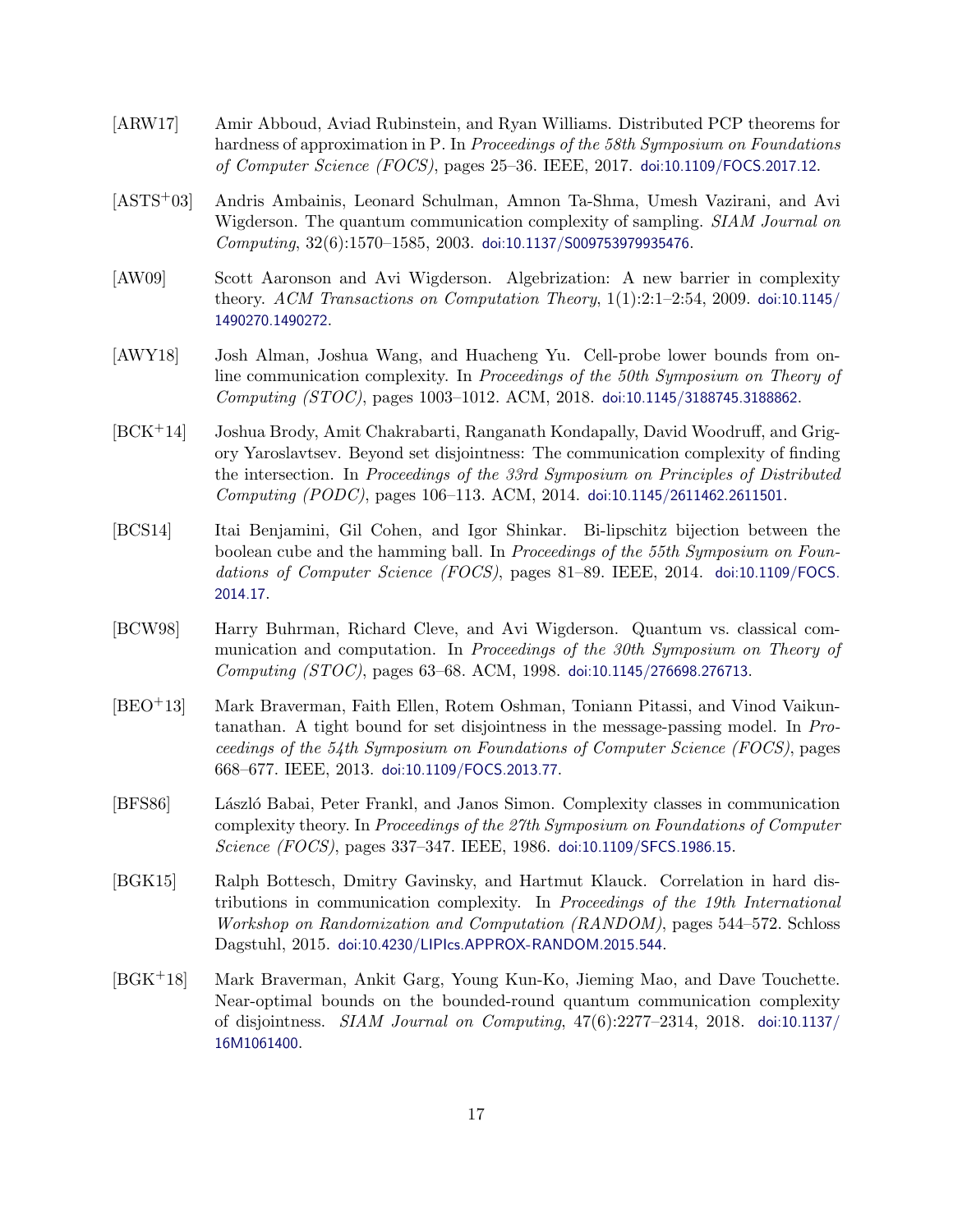[ARW17] Amir Abboud, Aviad Rubinstein, and Ryan Williams. Distributed PCP theorems for hardness of approximation in P. In *Proceedings of the 58th Symposium on Foundations of Computer Science (FOCS)*, pages 25–36. IEEE, 2017. doi:10.1109/FOCS.2017.12.

[ASTS+03] Andris Ambainis, Leonard Schulman, Amnon Ta-Shma, Umesh Vazirani, and Avi Wigderson. The quantum communication complexity of sampling. *SIAM Journal on Computing*, 32(6):1570–1585, 2003. doi:10.1137/S009753979935476.

[AW09] Scott Aaronson and Avi Wigderson. Algebrization: A new barrier in complexity theory. *ACM Transactions on Computation Theory*, 1(1):2:1–2:54, 2009. doi:10.1145/1490270.1490272.

[AWY18] Josh Alman, Joshua Wang, and Huacheng Yu. Cell-probe lower bounds from online communication complexity. In *Proceedings of the 50th Symposium on Theory of Computing (STOC)*, pages 1003–1012. ACM, 2018. doi:10.1145/3188745.3188862.

[BCK+14] Joshua Brody, Amit Chakrabarti, Ranganath Kondapally, David Woodruff, and Grigory Yaroslavtsev. Beyond set disjointness: The communication complexity of finding the intersection. In *Proceedings of the 33rd Symposium on Principles of Distributed Computing (PODC)*, pages 106–113. ACM, 2014. doi:10.1145/2611462.2611501.

[BCS14] Itai Benjamini, Gil Cohen, and Igor Shinkar. Bi-lipschitz bijection between the boolean cube and the hamming ball. In *Proceedings of the 55th Symposium on Foundations of Computer Science (FOCS)*, pages 81–89. IEEE, 2014. doi:10.1109/FOCS.2014.17.

[BCW98] Harry Buhrman, Richard Cleve, and Avi Wigderson. Quantum vs. classical communication and computation. In *Proceedings of the 30th Symposium on Theory of Computing (STOC)*, pages 63–68. ACM, 1998. doi:10.1145/276698.276713.

[BEO+13] Mark Braverman, Faith Ellen, Rotem Oshman, Toniann Pitassi, and Vinod Vaikuntanathan. A tight bound for set disjointness in the message-passing model. In *Proceedings of the 54th Symposium on Foundations of Computer Science (FOCS)*, pages 668–677. IEEE, 2013. doi:10.1109/FOCS.2013.77.

[BFS86] László Babai, Peter Frankl, and Janos Simon. Complexity classes in communication complexity theory. In *Proceedings of the 27th Symposium on Foundations of Computer Science (FOCS)*, pages 337–347. IEEE, 1986. doi:10.1109/SFCS.1986.15.

[BGK15] Ralph Bottesch, Dmitry Gavinsky, and Hartmut Klauck. Correlation in hard distributions in communication complexity. In *Proceedings of the 19th International Workshop on Randomization and Computation (RANDOM)*, pages 544–572. Schloss Dagstuhl, 2015. doi:10.4230/LIPIcs.APPROX-RANDOM.2015.544.

[BGK+18] Mark Braverman, Ankit Garg, Young Kun-Ko, Jieming Mao, and Dave Touchette. Near-optimal bounds on the bounded-round quantum communication complexity of disjointness. *SIAM Journal on Computing*, 47(6):2277–2314, 2018. doi:10.1137/16M1061400.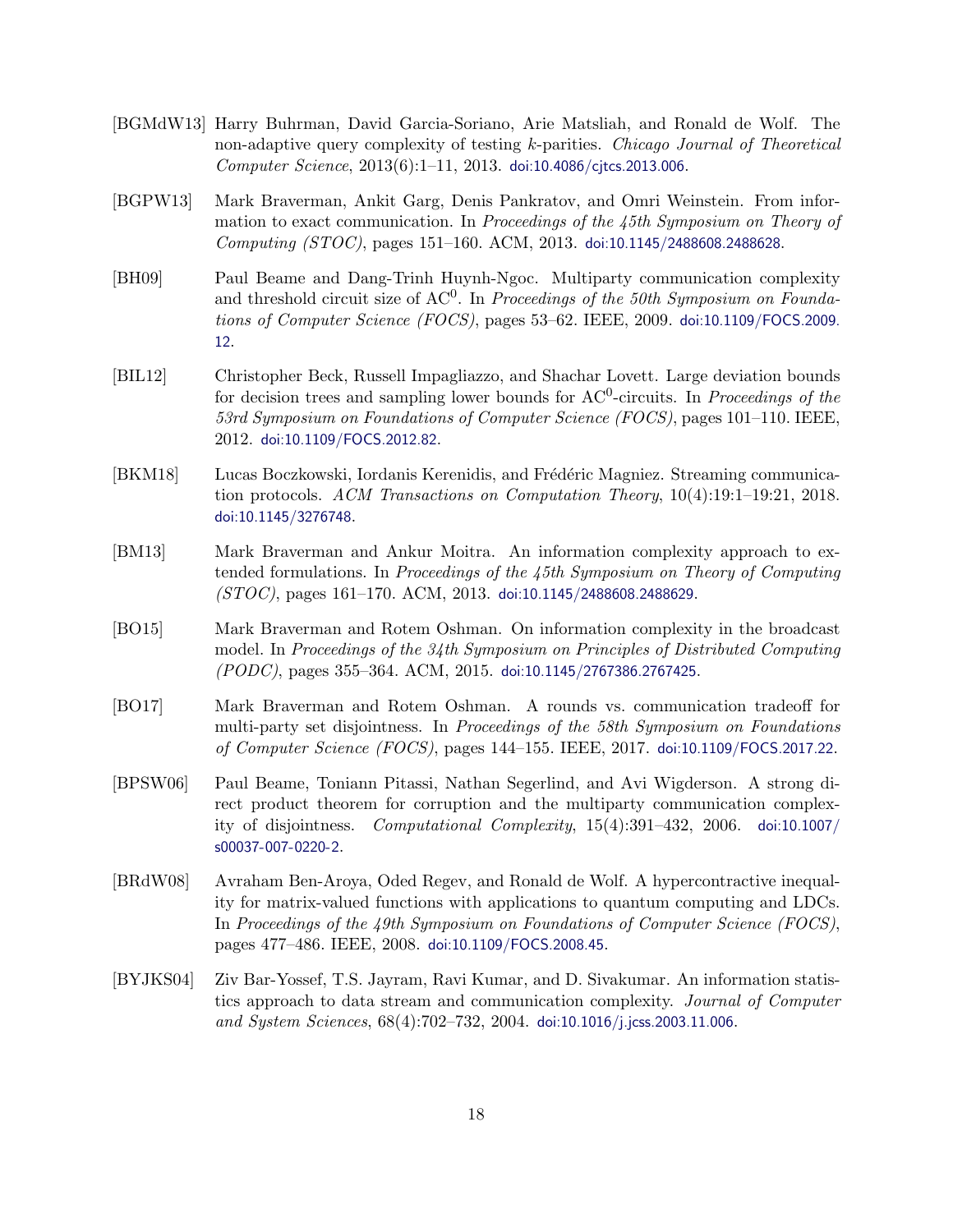[BGMdW13] Harry Buhrman, David Garcia-Soriano, Arie Matsliah, and Ronald de Wolf. The non-adaptive query complexity of testing $k$-parities. *Chicago Journal of Theoretical Computer Science*, 2013(6):1–11, 2013. doi:10.4086/cjtcs.2013.006.

[BGPW13] Mark Braverman, Ankit Garg, Denis Pankratov, and Omri Weinstein. From information to exact communication. In *Proceedings of the 45th Symposium on Theory of Computing (STOC)*, pages 151–160. ACM, 2013. doi:10.1145/2488608.2488628.

[BH09] Paul Beame and Dang-Trinh Huynh-Ngoc. Multiparty communication complexity and threshold circuit size of $\mathrm{AC}^0$. In *Proceedings of the 50th Symposium on Foundations of Computer Science (FOCS)*, pages 53–62. IEEE, 2009. doi:10.1109/FOCS.2009.12.

[BIL12] Christopher Beck, Russell Impagliazzo, and Shachar Lovett. Large deviation bounds for decision trees and sampling lower bounds for $\mathrm{AC}^0$-circuits. In *Proceedings of the 53rd Symposium on Foundations of Computer Science (FOCS)*, pages 101–110. IEEE, 2012. doi:10.1109/FOCS.2012.82.

[BKM18] Lucas Boczkowski, Iordanis Kerenidis, and Frédéric Magniez. Streaming communication protocols. *ACM Transactions on Computation Theory*, 10(4):19:1–19:21, 2018. doi:10.1145/3276748.

[BM13] Mark Braverman and Ankur Moitra. An information complexity approach to extended formulations. In *Proceedings of the 45th Symposium on Theory of Computing (STOC)*, pages 161–170. ACM, 2013. doi:10.1145/2488608.2488629.

[BO15] Mark Braverman and Rotem Oshman. On information complexity in the broadcast model. In *Proceedings of the 34th Symposium on Principles of Distributed Computing (PODC)*, pages 355–364. ACM, 2015. doi:10.1145/2767386.2767425.

[BO17] Mark Braverman and Rotem Oshman. A rounds vs. communication tradeoff for multi-party set disjointness. In *Proceedings of the 58th Symposium on Foundations of Computer Science (FOCS)*, pages 144–155. IEEE, 2017. doi:10.1109/FOCS.2017.22.

[BPSW06] Paul Beame, Toniann Pitassi, Nathan Segerlind, and Avi Wigderson. A strong direct product theorem for corruption and the multiparty communication complexity of disjointness. *Computational Complexity*, 15(4):391–432, 2006. doi:10.1007/s00037-007-0220-2.

[BRdW08] Avraham Ben-Aroya, Oded Regev, and Ronald de Wolf. A hypercontractive inequality for matrix-valued functions with applications to quantum computing and LDCs. In *Proceedings of the 49th Symposium on Foundations of Computer Science (FOCS)*, pages 477–486. IEEE, 2008. doi:10.1109/FOCS.2008.45.

[BYJKS04] Ziv Bar-Yossef, T.S. Jayram, Ravi Kumar, and D. Sivakumar. An information statistics approach to data stream and communication complexity. *Journal of Computer and System Sciences*, 68(4):702–732, 2004. doi:10.1016/j.jcss.2003.11.006.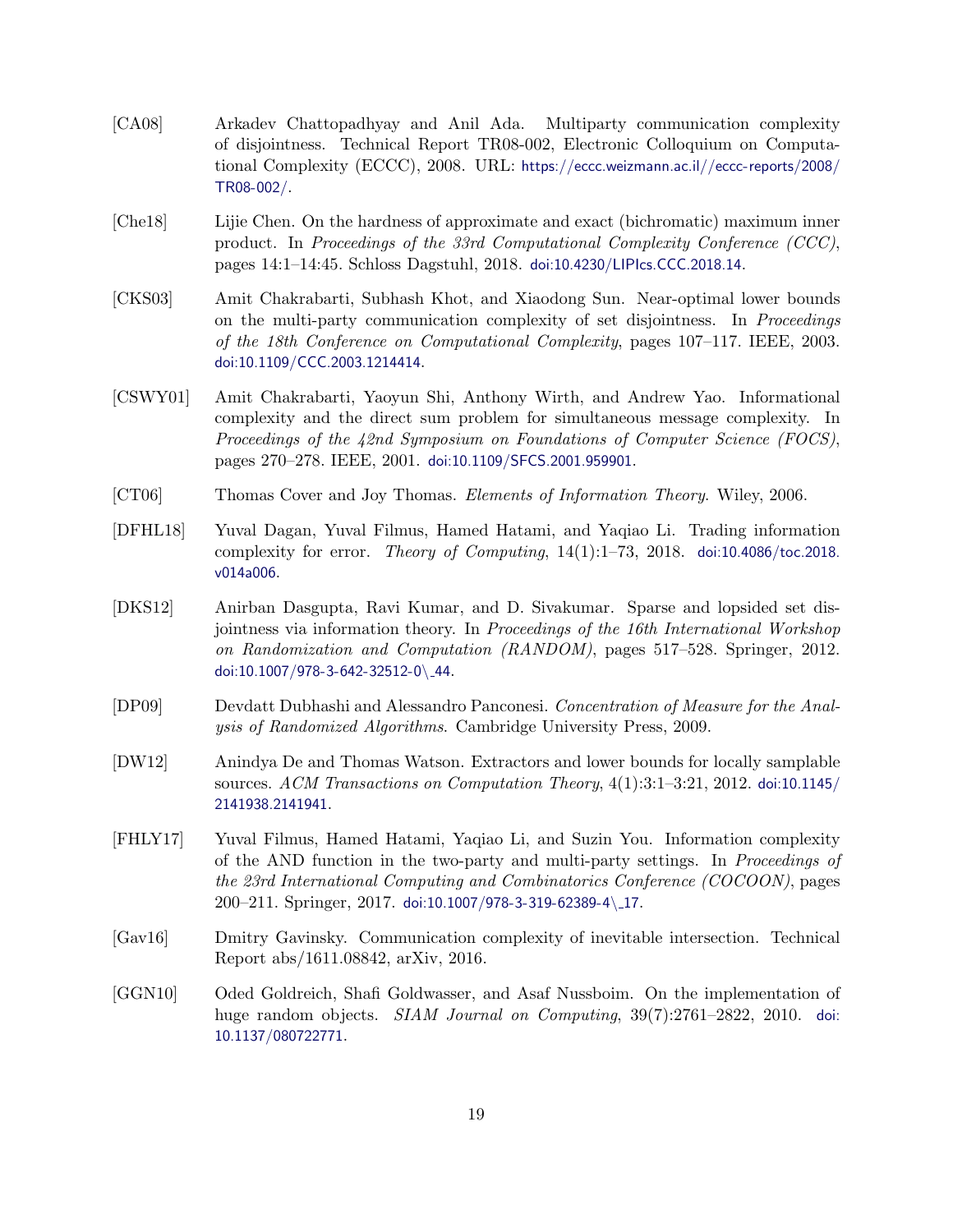[CA08] Arkadev Chattopadhyay and Anil Ada. Multiparty communication complexity of disjointness. Technical Report TR08-002, Electronic Colloquium on Computational Complexity (ECCC), 2008. URL: https://eccc.weizmann.ac.il//eccc-reports/2008/TR08-002/.

[Che18] Lijie Chen. On the hardness of approximate and exact (bichromatic) maximum inner product. In *Proceedings of the 33rd Computational Complexity Conference (CCC)*, pages 14:1–14:45. Schloss Dagstuhl, 2018. doi:10.4230/LIPIcs.CCC.2018.14.

[CKS03] Amit Chakrabarti, Subhash Khot, and Xiaodong Sun. Near-optimal lower bounds on the multi-party communication complexity of set disjointness. In *Proceedings of the 18th Conference on Computational Complexity*, pages 107–117. IEEE, 2003. doi:10.1109/CCC.2003.1214414.

[CSWY01] Amit Chakrabarti, Yaoyun Shi, Anthony Wirth, and Andrew Yao. Informational complexity and the direct sum problem for simultaneous message complexity. In *Proceedings of the 42nd Symposium on Foundations of Computer Science (FOCS)*, pages 270–278. IEEE, 2001. doi:10.1109/SFCS.2001.959901.

[CT06] Thomas Cover and Joy Thomas. *Elements of Information Theory*. Wiley, 2006.

[DFHL18] Yuval Dagan, Yuval Filmus, Hamed Hatami, and Yaqiao Li. Trading information complexity for error. *Theory of Computing*, 14(1):1–73, 2018. doi:10.4086/toc.2018.v014a006.

[DKS12] Anirban Dasgupta, Ravi Kumar, and D. Sivakumar. Sparse and lopsided set disjointness via information theory. In *Proceedings of the 16th International Workshop on Randomization and Computation (RANDOM)*, pages 517–528. Springer, 2012. doi:10.1007/978-3-642-32512-0\_44.

[DP09] Devdatt Dubhashi and Alessandro Panconesi. *Concentration of Measure for the Analysis of Randomized Algorithms*. Cambridge University Press, 2009.

[DW12] Anindya De and Thomas Watson. Extractors and lower bounds for locally samplable sources. *ACM Transactions on Computation Theory*, 4(1):3:1–3:21, 2012. doi:10.1145/2141938.2141941.

[FHLY17] Yuval Filmus, Hamed Hatami, Yaqiao Li, and Suzin You. Information complexity of the AND function in the two-party and multi-party settings. In *Proceedings of the 23rd International Computing and Combinatorics Conference (COCOON)*, pages 200–211. Springer, 2017. doi:10.1007/978-3-319-62389-4\_17.

[Gav16] Dmitry Gavinsky. Communication complexity of inevitable intersection. Technical Report abs/1611.08842, arXiv, 2016.

[GGN10] Oded Goldreich, Shafi Goldwasser, and Asaf Nussboim. On the implementation of huge random objects. *SIAM Journal on Computing*, 39(7):2761–2822, 2010. doi:10.1137/080722771.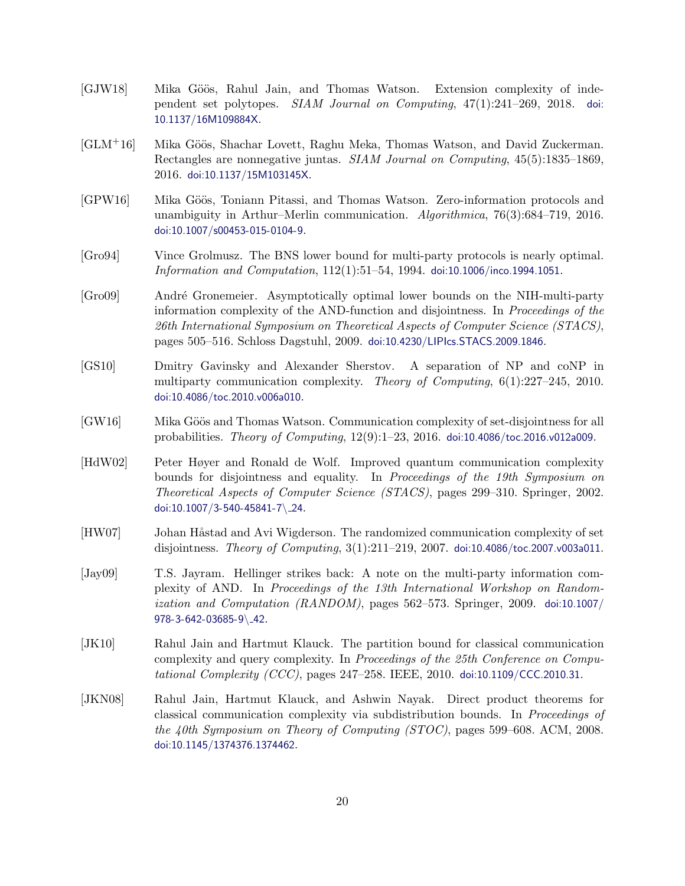[GJW18] Mika Göös, Rahul Jain, and Thomas Watson. Extension complexity of independent set polytopes. *SIAM Journal on Computing*, 47(1):241–269, 2018. doi:10.1137/16M109884X.

[GLM+16] Mika Göös, Shachar Lovett, Raghu Meka, Thomas Watson, and David Zuckerman. Rectangles are nonnegative juntas. *SIAM Journal on Computing*, 45(5):1835–1869, 2016. doi:10.1137/15M103145X.

[GPW16] Mika Göös, Toniann Pitassi, and Thomas Watson. Zero-information protocols and unambiguity in Arthur–Merlin communication. *Algorithmica*, 76(3):684–719, 2016. doi:10.1007/s00453-015-0104-9.

[Gro94] Vince Grolmusz. The BNS lower bound for multi-party protocols is nearly optimal. *Information and Computation*, 112(1):51–54, 1994. doi:10.1006/inco.1994.1051.

[Gro09] André Gronemeier. Asymptotically optimal lower bounds on the NIH-multi-party information complexity of the AND-function and disjointness. In *Proceedings of the 26th International Symposium on Theoretical Aspects of Computer Science (STACS)*, pages 505–516. Schloss Dagstuhl, 2009. doi:10.4230/LIPIcs.STACS.2009.1846.

[GS10] Dmitry Gavinsky and Alexander Sherstov. A separation of NP and coNP in multiparty communication complexity. *Theory of Computing*, 6(1):227–245, 2010. doi:10.4086/toc.2010.v006a010.

[GW16] Mika Göös and Thomas Watson. Communication complexity of set-disjointness for all probabilities. *Theory of Computing*, 12(9):1–23, 2016. doi:10.4086/toc.2016.v012a009.

[HdW02] Peter Høyer and Ronald de Wolf. Improved quantum communication complexity bounds for disjointness and equality. In *Proceedings of the 19th Symposium on Theoretical Aspects of Computer Science (STACS)*, pages 299–310. Springer, 2002. doi:10.1007/3-540-45841-7_24.

[HW07] Johan Håstad and Avi Wigderson. The randomized communication complexity of set disjointness. *Theory of Computing*, 3(1):211–219, 2007. doi:10.4086/toc.2007.v003a011.

[Jay09] T.S. Jayram. Hellinger strikes back: A note on the multi-party information complexity of AND. In *Proceedings of the 13th International Workshop on Randomization and Computation (RANDOM)*, pages 562–573. Springer, 2009. doi:10.1007/978-3-642-03685-9_42.

[JK10] Rahul Jain and Hartmut Klauck. The partition bound for classical communication complexity and query complexity. In *Proceedings of the 25th Conference on Computational Complexity (CCC)*, pages 247–258. IEEE, 2010. doi:10.1109/CCC.2010.31.

[JKN08] Rahul Jain, Hartmut Klauck, and Ashwin Nayak. Direct product theorems for classical communication complexity via subdistribution bounds. In *Proceedings of the 40th Symposium on Theory of Computing (STOC)*, pages 599–608. ACM, 2008. doi:10.1145/1374376.1374462.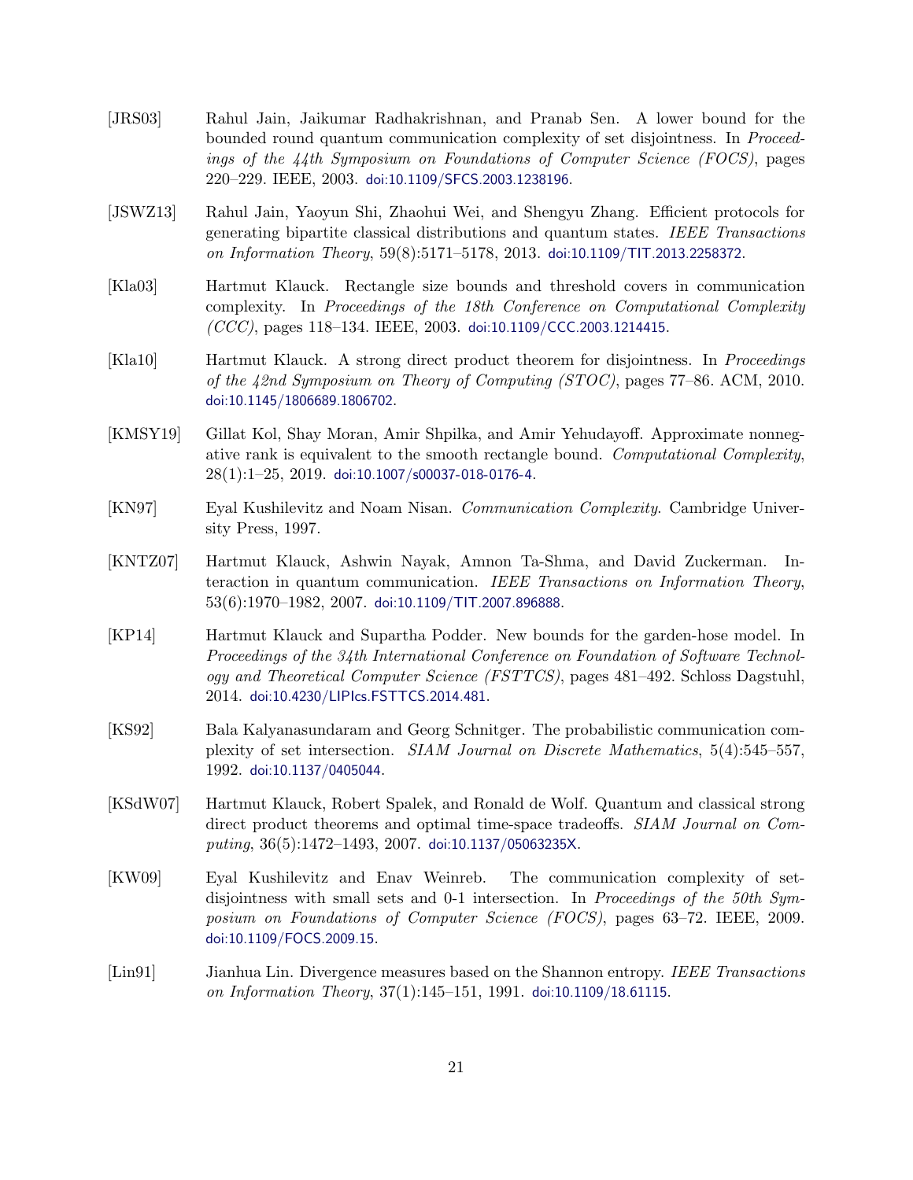[JRS03] Rahul Jain, Jaikumar Radhakrishnan, and Pranab Sen. A lower bound for the bounded round quantum communication complexity of set disjointness. In *Proceedings of the 44th Symposium on Foundations of Computer Science (FOCS)*, pages 220–229. IEEE, 2003. doi:10.1109/SFCS.2003.1238196.

[JSWZ13] Rahul Jain, Yaoyun Shi, Zhaohui Wei, and Shengyu Zhang. Efficient protocols for generating bipartite classical distributions and quantum states. *IEEE Transactions on Information Theory*, 59(8):5171–5178, 2013. doi:10.1109/TIT.2013.2258372.

[Kla03] Hartmut Klauck. Rectangle size bounds and threshold covers in communication complexity. In *Proceedings of the 18th Conference on Computational Complexity (CCC)*, pages 118–134. IEEE, 2003. doi:10.1109/CCC.2003.1214415.

[Kla10] Hartmut Klauck. A strong direct product theorem for disjointness. In *Proceedings of the 42nd Symposium on Theory of Computing (STOC)*, pages 77–86. ACM, 2010. doi:10.1145/1806689.1806702.

[KMSY19] Gillat Kol, Shay Moran, Amir Shpilka, and Amir Yehudayoff. Approximate nonnegative rank is equivalent to the smooth rectangle bound. *Computational Complexity*, 28(1):1–25, 2019. doi:10.1007/s00037-018-0176-4.

[KN97] Eyal Kushilevitz and Noam Nisan. *Communication Complexity*. Cambridge University Press, 1997.

[KNTZ07] Hartmut Klauck, Ashwin Nayak, Amnon Ta-Shma, and David Zuckerman. Interaction in quantum communication. *IEEE Transactions on Information Theory*, 53(6):1970–1982, 2007. doi:10.1109/TIT.2007.896888.

[KP14] Hartmut Klauck and Supartha Podder. New bounds for the garden-hose model. In *Proceedings of the 34th International Conference on Foundation of Software Technology and Theoretical Computer Science (FSTTCS)*, pages 481–492. Schloss Dagstuhl, 2014. doi:10.4230/LIPIcs.FSTTCS.2014.481.

[KS92] Bala Kalyanasundaram and Georg Schnitger. The probabilistic communication complexity of set intersection. *SIAM Journal on Discrete Mathematics*, 5(4):545–557, 1992. doi:10.1137/0405044.

[KSdW07] Hartmut Klauck, Robert Spalek, and Ronald de Wolf. Quantum and classical strong direct product theorems and optimal time-space tradeoffs. *SIAM Journal on Computing*, 36(5):1472–1493, 2007. doi:10.1137/05063235X.

[KW09] Eyal Kushilevitz and Enav Weinreb. The communication complexity of set-disjointness with small sets and 0-1 intersection. In *Proceedings of the 50th Symposium on Foundations of Computer Science (FOCS)*, pages 63–72. IEEE, 2009. doi:10.1109/FOCS.2009.15.

[Lin91] Jianhua Lin. Divergence measures based on the Shannon entropy. *IEEE Transactions on Information Theory*, 37(1):145–151, 1991. doi:10.1109/18.61115.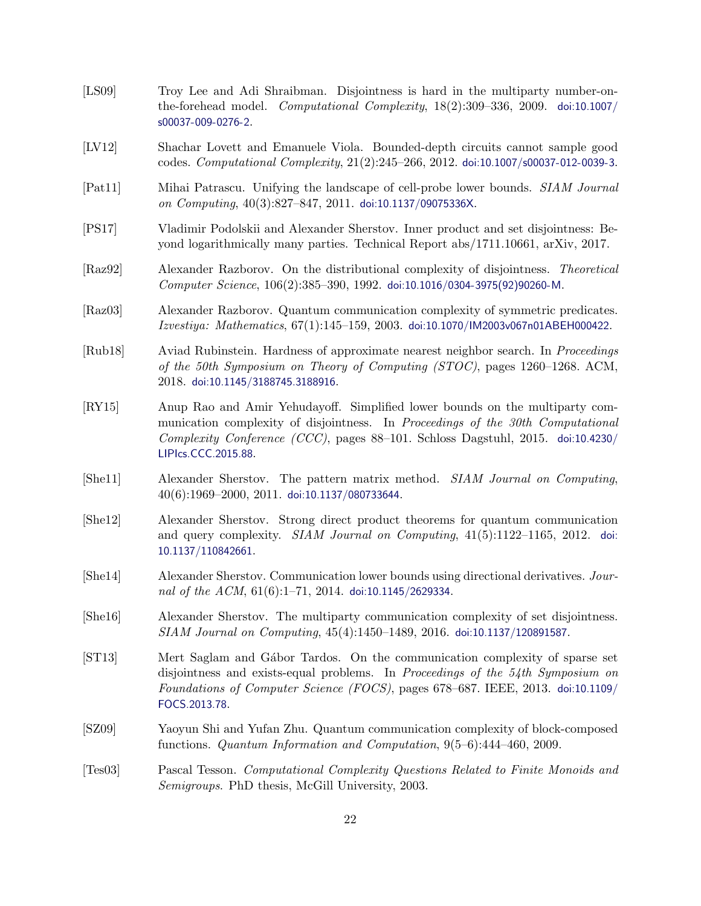[LS09] Troy Lee and Adi Shraibman. Disjointness is hard in the multiparty number-on-the-forehead model. *Computational Complexity*, 18(2):309–336, 2009. doi:10.1007/s00037-009-0276-2.

[LV12] Shachar Lovett and Emanuele Viola. Bounded-depth circuits cannot sample good codes. *Computational Complexity*, 21(2):245–266, 2012. doi:10.1007/s00037-012-0039-3.

[Pat11] Mihai Patrascu. Unifying the landscape of cell-probe lower bounds. *SIAM Journal on Computing*, 40(3):827–847, 2011. doi:10.1137/09075336X.

[PS17] Vladimir Podolskii and Alexander Sherstov. Inner product and set disjointness: Beyond logarithmically many parties. Technical Report abs/1711.10661, arXiv, 2017.

[Raz92] Alexander Razborov. On the distributional complexity of disjointness. *Theoretical Computer Science*, 106(2):385–390, 1992. doi:10.1016/0304-3975(92)90260-M.

[Raz03] Alexander Razborov. Quantum communication complexity of symmetric predicates. *Izvestiya: Mathematics*, 67(1):145–159, 2003. doi:10.1070/IM2003v067n01ABEH000422.

[Rub18] Aviad Rubinstein. Hardness of approximate nearest neighbor search. In *Proceedings of the 50th Symposium on Theory of Computing (STOC)*, pages 1260–1268. ACM, 2018. doi:10.1145/3188745.3188916.

[RY15] Anup Rao and Amir Yehudayoff. Simplified lower bounds on the multiparty communication complexity of disjointness. In *Proceedings of the 30th Computational Complexity Conference (CCC)*, pages 88–101. Schloss Dagstuhl, 2015. doi:10.4230/LIPIcs.CCC.2015.88.

[She11] Alexander Sherstov. The pattern matrix method. *SIAM Journal on Computing*, 40(6):1969–2000, 2011. doi:10.1137/080733644.

[She12] Alexander Sherstov. Strong direct product theorems for quantum communication and query complexity. *SIAM Journal on Computing*, 41(5):1122–1165, 2012. doi:10.1137/110842661.

[She14] Alexander Sherstov. Communication lower bounds using directional derivatives. *Journal of the ACM*, 61(6):1–71, 2014. doi:10.1145/2629334.

[She16] Alexander Sherstov. The multiparty communication complexity of set disjointness. *SIAM Journal on Computing*, 45(4):1450–1489, 2016. doi:10.1137/120891587.

[ST13] Mert Saglam and Gábor Tardos. On the communication complexity of sparse set disjointness and exists-equal problems. In *Proceedings of the 54th Symposium on Foundations of Computer Science (FOCS)*, pages 678–687. IEEE, 2013. doi:10.1109/FOCS.2013.78.

[SZ09] Yaoyun Shi and Yufan Zhu. Quantum communication complexity of block-composed functions. *Quantum Information and Computation*, 9(5–6):444–460, 2009.

[Tes03] Pascal Tesson. *Computational Complexity Questions Related to Finite Monoids and Semigroups*. PhD thesis, McGill University, 2003.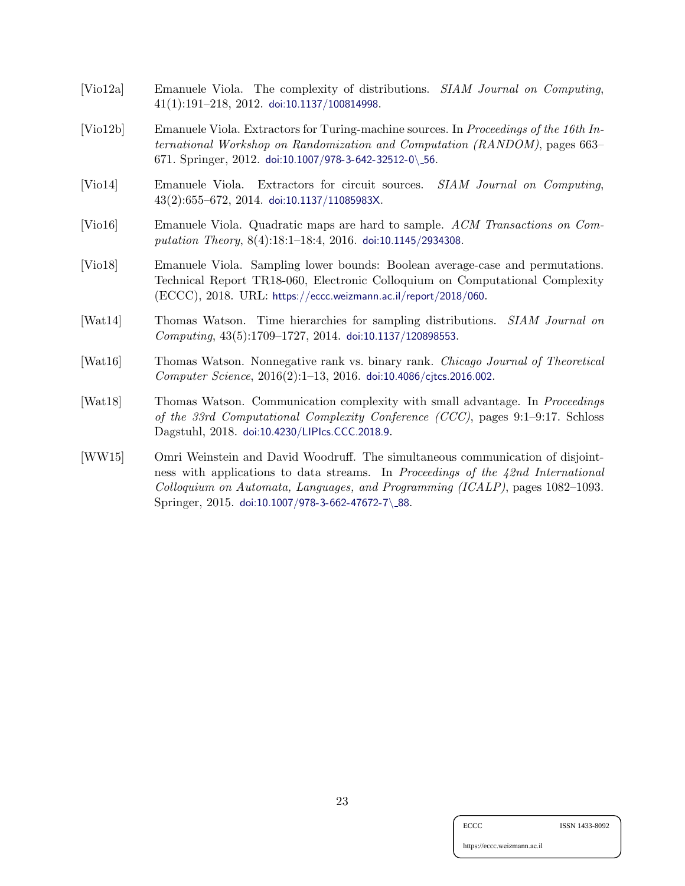[Vio12a] Emanuele Viola. The complexity of distributions. *SIAM Journal on Computing*, 41(1):191–218, 2012. doi:10.1137/100814998.

[Vio12b] Emanuele Viola. Extractors for Turing-machine sources. In *Proceedings of the 16th International Workshop on Randomization and Computation (RANDOM)*, pages 663–671. Springer, 2012. doi:10.1007/978-3-642-32512-0\_56.

[Vio14] Emanuele Viola. Extractors for circuit sources. *SIAM Journal on Computing*, 43(2):655–672, 2014. doi:10.1137/11085983X.

[Vio16] Emanuele Viola. Quadratic maps are hard to sample. *ACM Transactions on Computation Theory*, 8(4):18:1–18:4, 2016. doi:10.1145/2934308.

[Vio18] Emanuele Viola. Sampling lower bounds: Boolean average-case and permutations. Technical Report TR18-060, Electronic Colloquium on Computational Complexity (ECCC), 2018. URL: https://eccc.weizmann.ac.il/report/2018/060.

[Wat14] Thomas Watson. Time hierarchies for sampling distributions. *SIAM Journal on Computing*, 43(5):1709–1727, 2014. doi:10.1137/120898553.

[Wat16] Thomas Watson. Nonnegative rank vs. binary rank. *Chicago Journal of Theoretical Computer Science*, 2016(2):1–13, 2016. doi:10.4086/cjtcs.2016.002.

[Wat18] Thomas Watson. Communication complexity with small advantage. In *Proceedings of the 33rd Computational Complexity Conference (CCC)*, pages 9:1–9:17. Schloss Dagstuhl, 2018. doi:10.4230/LIPIcs.CCC.2018.9.

[WW15] Omri Weinstein and David Woodruff. The simultaneous communication of disjointness with applications to data streams. In *Proceedings of the 42nd International Colloquium on Automata, Languages, and Programming (ICALP)*, pages 1082–1093. Springer, 2015. doi:10.1007/978-3-662-47672-7\_88.